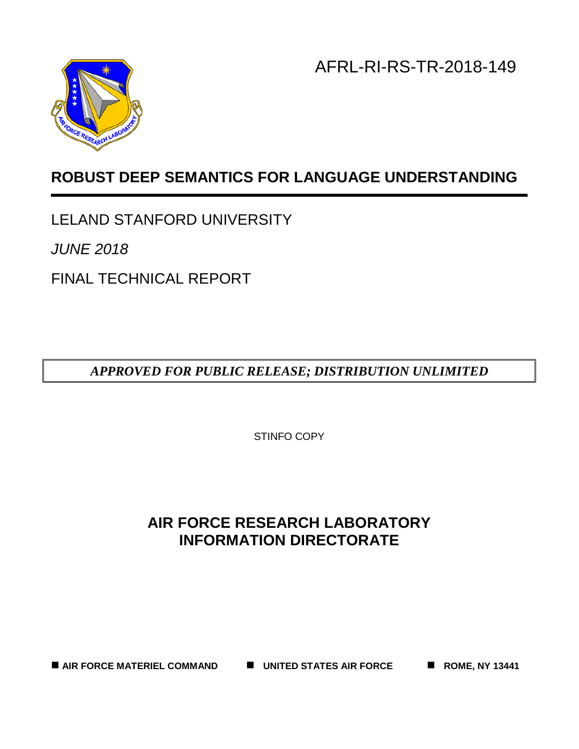AFRL-RI-RS-TR-2018-149

# ROBUST DEEP SEMANTICS FOR LANGUAGE UNDERSTANDING

LELAND STANFORD UNIVERSITY

*JUNE 2018*

FINAL TECHNICAL REPORT

***APPROVED FOR PUBLIC RELEASE; DISTRIBUTION UNLIMITED***

STINFO COPY

## AIR FORCE RESEARCH LABORATORY
## INFORMATION DIRECTORATE

**AIR FORCE MATERIEL COMMAND** ■ **UNITED STATES AIR FORCE** ■ **ROME, NY 13441**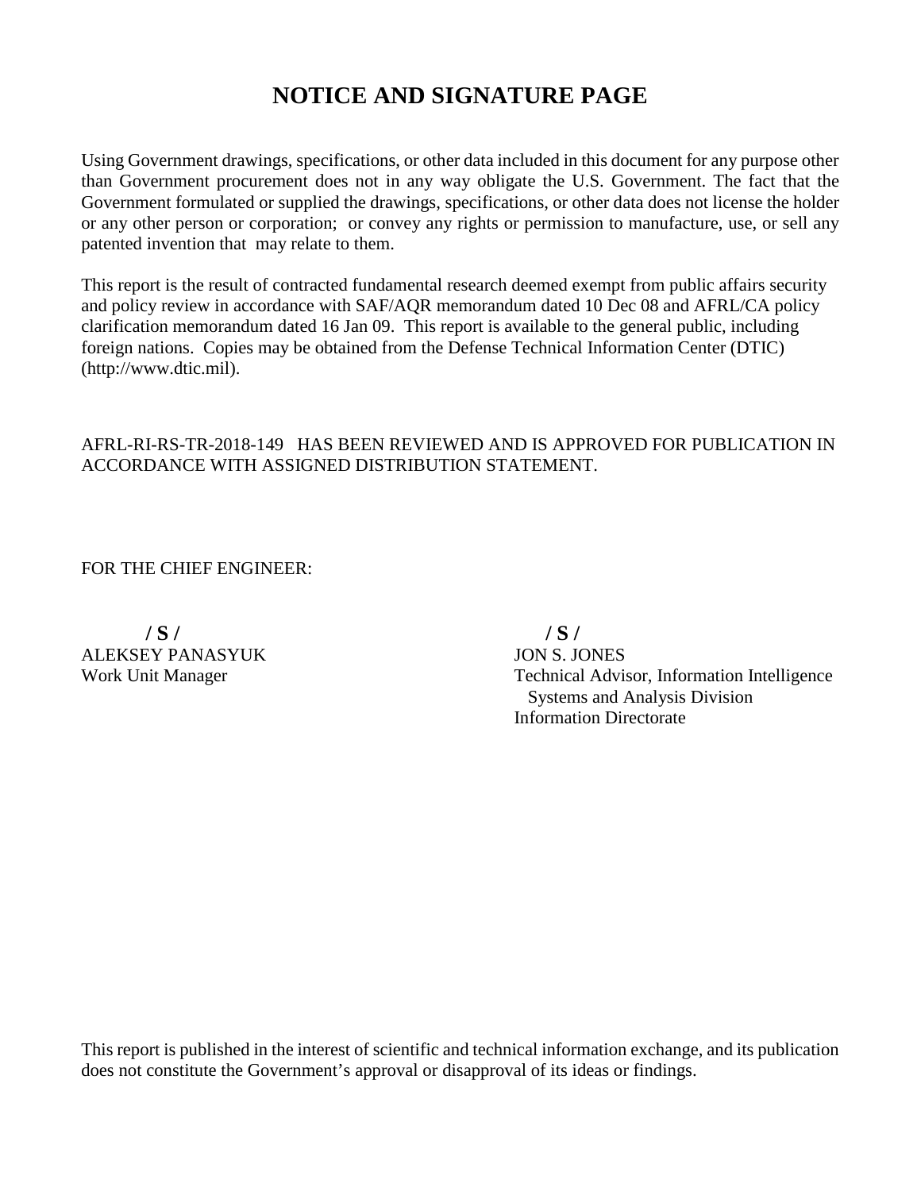# NOTICE AND SIGNATURE PAGE

Using Government drawings, specifications, or other data included in this document for any purpose other than Government procurement does not in any way obligate the U.S. Government. The fact that the Government formulated or supplied the drawings, specifications, or other data does not license the holder or any other person or corporation; or convey any rights or permission to manufacture, use, or sell any patented invention that may relate to them.

This report is the result of contracted fundamental research deemed exempt from public affairs security and policy review in accordance with SAF/AQR memorandum dated 10 Dec 08 and AFRL/CA policy clarification memorandum dated 16 Jan 09. This report is available to the general public, including foreign nations. Copies may be obtained from the Defense Technical Information Center (DTIC) (http://www.dtic.mil).

AFRL-RI-RS-TR-2018-149 HAS BEEN REVIEWED AND IS APPROVED FOR PUBLICATION IN ACCORDANCE WITH ASSIGNED DISTRIBUTION STATEMENT.

FOR THE CHIEF ENGINEER:

**/ S /**
ALEKSEY PANASYUK
Work Unit Manager

**/ S /**
JON S. JONES
Technical Advisor, Information Intelligence Systems and Analysis Division
Information Directorate

This report is published in the interest of scientific and technical information exchange, and its publication does not constitute the Government's approval or disapproval of its ideas or findings.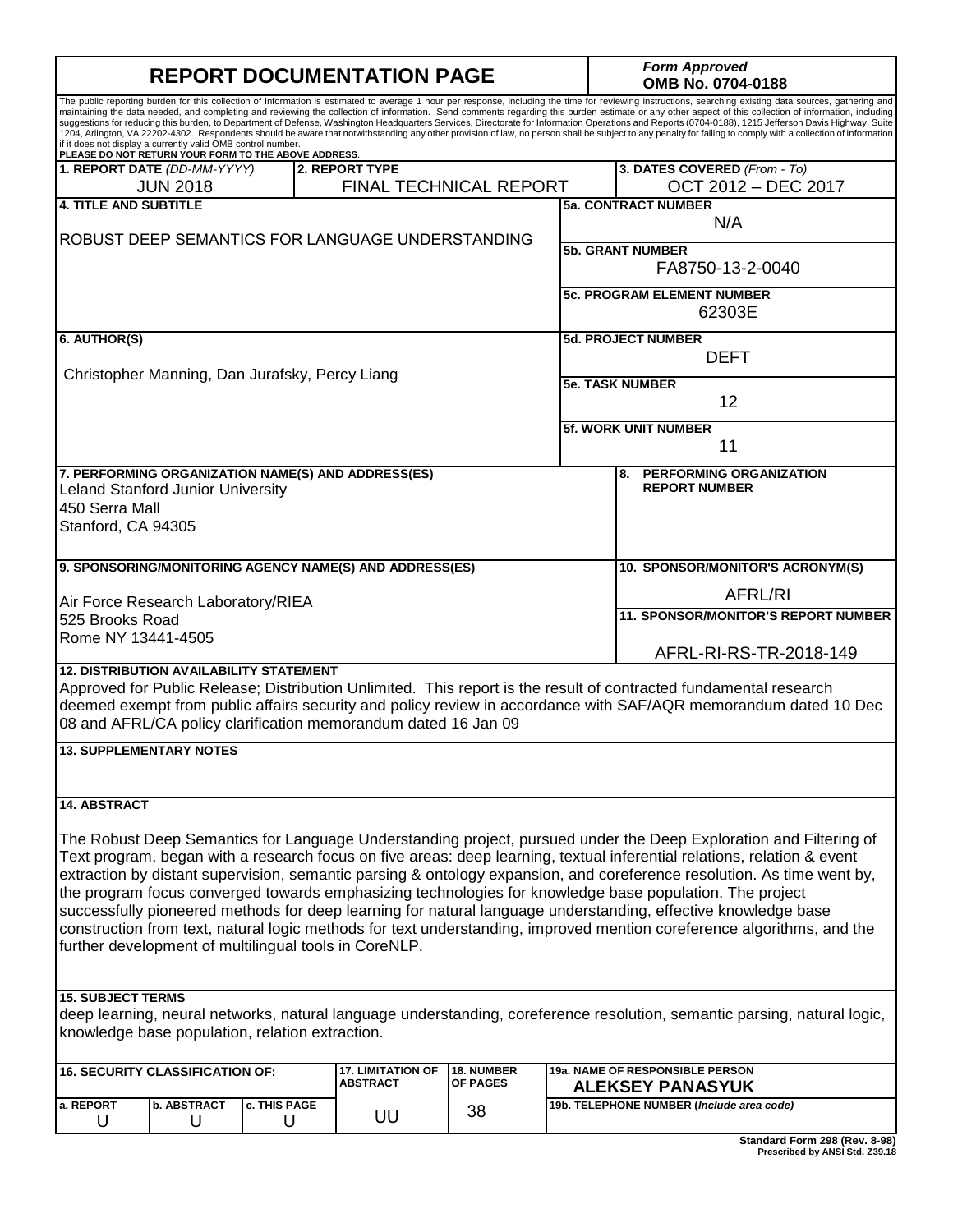# REPORT DOCUMENTATION PAGE

*Form Approved*
**OMB No. 0704-0188**

The public reporting burden for this collection of information is estimated to average 1 hour per response, including the time for reviewing instructions, searching existing data sources, gathering and maintaining the data needed, and completing and reviewing the collection of information. Send comments regarding this burden estimate or any other aspect of this collection of information, including suggestions for reducing this burden, to Department of Defense, Washington Headquarters Services, Directorate for Information Operations and Reports (0704-0188), 1215 Jefferson Davis Highway, Suite 1204, Arlington, VA 22202-4302. Respondents should be aware that notwithstanding any other provision of law, no person shall be subject to any penalty for failing to comply with a collection of information if it does not display a currently valid OMB control number.
**PLEASE DO NOT RETURN YOUR FORM TO THE ABOVE ADDRESS.**

| **1. REPORT DATE** *(DD-MM-YYYY)* | **2. REPORT TYPE** | **3. DATES COVERED** *(From - To)* |
|---|---|---|
| JUN 2018 | FINAL TECHNICAL REPORT | OCT 2012 – DEC 2017 |

**4. TITLE AND SUBTITLE**

ROBUST DEEP SEMANTICS FOR LANGUAGE UNDERSTANDING

**5a. CONTRACT NUMBER**
N/A

**5b. GRANT NUMBER**
FA8750-13-2-0040

**5c. PROGRAM ELEMENT NUMBER**
62303E

**6. AUTHOR(S)**

Christopher Manning, Dan Jurafsky, Percy Liang

**5d. PROJECT NUMBER**
DEFT

**5e. TASK NUMBER**
12

**5f. WORK UNIT NUMBER**
11

**7. PERFORMING ORGANIZATION NAME(S) AND ADDRESS(ES)**
Leland Stanford Junior University
450 Serra Mall
Stanford, CA 94305

**8. PERFORMING ORGANIZATION REPORT NUMBER**

**9. SPONSORING/MONITORING AGENCY NAME(S) AND ADDRESS(ES)**

Air Force Research Laboratory/RIEA
525 Brooks Road
Rome NY 13441-4505

**10. SPONSOR/MONITOR'S ACRONYM(S)**
AFRL/RI

**11. SPONSOR/MONITOR'S REPORT NUMBER**
AFRL-RI-RS-TR-2018-149

**12. DISTRIBUTION AVAILABILITY STATEMENT**
Approved for Public Release; Distribution Unlimited. This report is the result of contracted fundamental research deemed exempt from public affairs security and policy review in accordance with SAF/AQR memorandum dated 10 Dec 08 and AFRL/CA policy clarification memorandum dated 16 Jan 09

**13. SUPPLEMENTARY NOTES**

**14. ABSTRACT**

The Robust Deep Semantics for Language Understanding project, pursued under the Deep Exploration and Filtering of Text program, began with a research focus on five areas: deep learning, textual inferential relations, relation & event extraction by distant supervision, semantic parsing & ontology expansion, and coreference resolution. As time went by, the program focus converged towards emphasizing technologies for knowledge base population. The project successfully pioneered methods for deep learning for natural language understanding, effective knowledge base construction from text, natural logic methods for text understanding, improved mention coreference algorithms, and the further development of multilingual tools in CoreNLP.

**15. SUBJECT TERMS**
deep learning, neural networks, natural language understanding, coreference resolution, semantic parsing, natural logic, knowledge base population, relation extraction.

| **16. SECURITY CLASSIFICATION OF:** | | | **17. LIMITATION OF ABSTRACT** | **18. NUMBER OF PAGES** | **19a. NAME OF RESPONSIBLE PERSON** |
|---|---|---|---|---|---|
| **a. REPORT** | **b. ABSTRACT** | **c. THIS PAGE** | | | ALEKSEY PANASYUK |
| U | U | U | UU | 38 | **19b. TELEPHONE NUMBER** (*Include area code*) |

**Standard Form 298 (Rev. 8-98)**
**Prescribed by ANSI Std. Z39.18**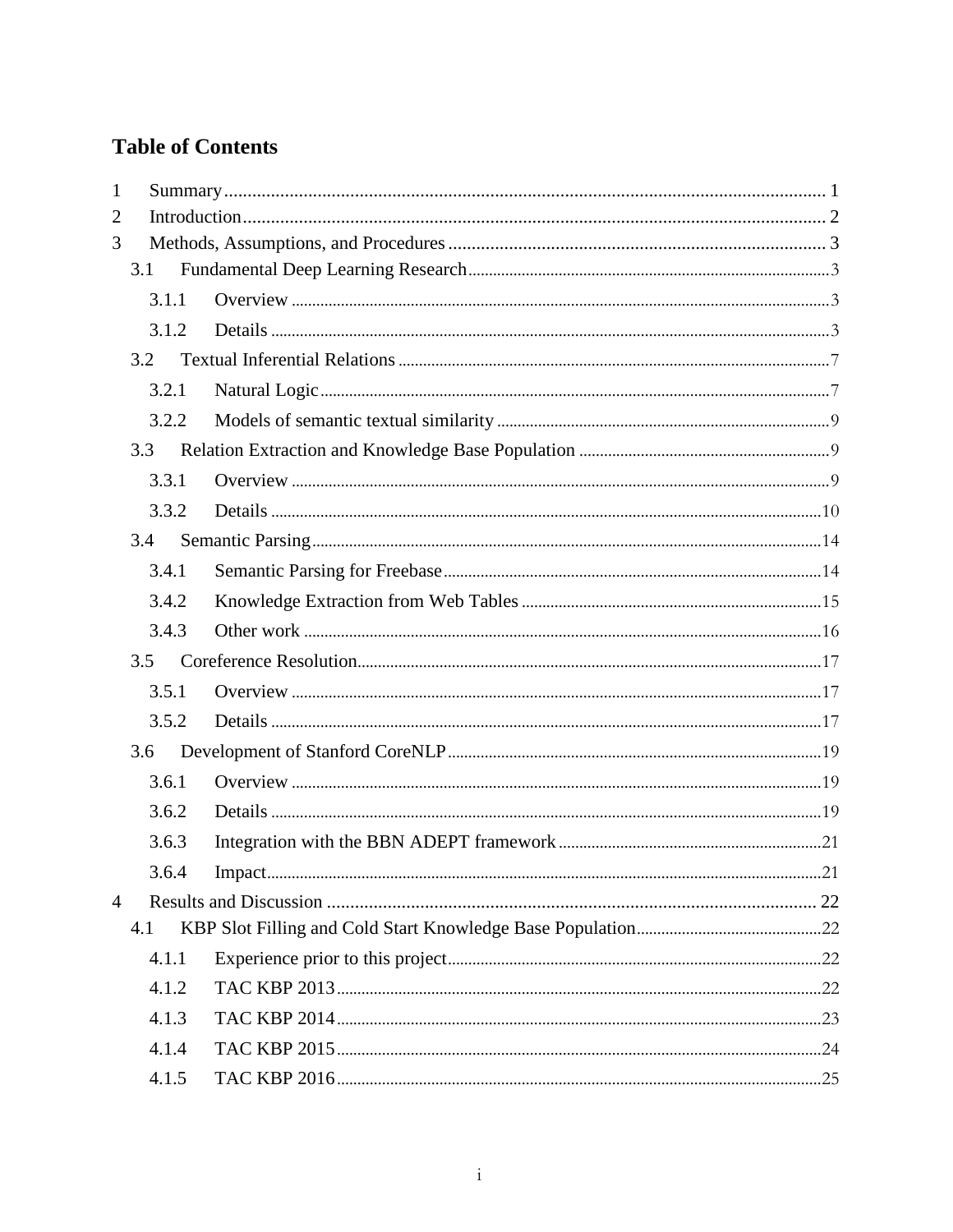# Table of Contents

1 Summary ... 1
2 Introduction ... 2
3 Methods, Assumptions, and Procedures ... 3
- 3.1 Fundamental Deep Learning Research ... 3
  - 3.1.1 Overview ... 3
  - 3.1.2 Details ... 3
- 3.2 Textual Inferential Relations ... 7
  - 3.2.1 Natural Logic ... 7
  - 3.2.2 Models of semantic textual similarity ... 9
- 3.3 Relation Extraction and Knowledge Base Population ... 9
  - 3.3.1 Overview ... 9
  - 3.3.2 Details ... 10
- 3.4 Semantic Parsing ... 14
  - 3.4.1 Semantic Parsing for Freebase ... 14
  - 3.4.2 Knowledge Extraction from Web Tables ... 15
  - 3.4.3 Other work ... 16
- 3.5 Coreference Resolution ... 17
  - 3.5.1 Overview ... 17
  - 3.5.2 Details ... 17
- 3.6 Development of Stanford CoreNLP ... 19
  - 3.6.1 Overview ... 19
  - 3.6.2 Details ... 19
  - 3.6.3 Integration with the BBN ADEPT framework ... 21
  - 3.6.4 Impact ... 21

4 Results and Discussion ... 22
- 4.1 KBP Slot Filling and Cold Start Knowledge Base Population ... 22
  - 4.1.1 Experience prior to this project ... 22
  - 4.1.2 TAC KBP 2013 ... 22
  - 4.1.3 TAC KBP 2014 ... 23
  - 4.1.4 TAC KBP 2015 ... 24
  - 4.1.5 TAC KBP 2016 ... 25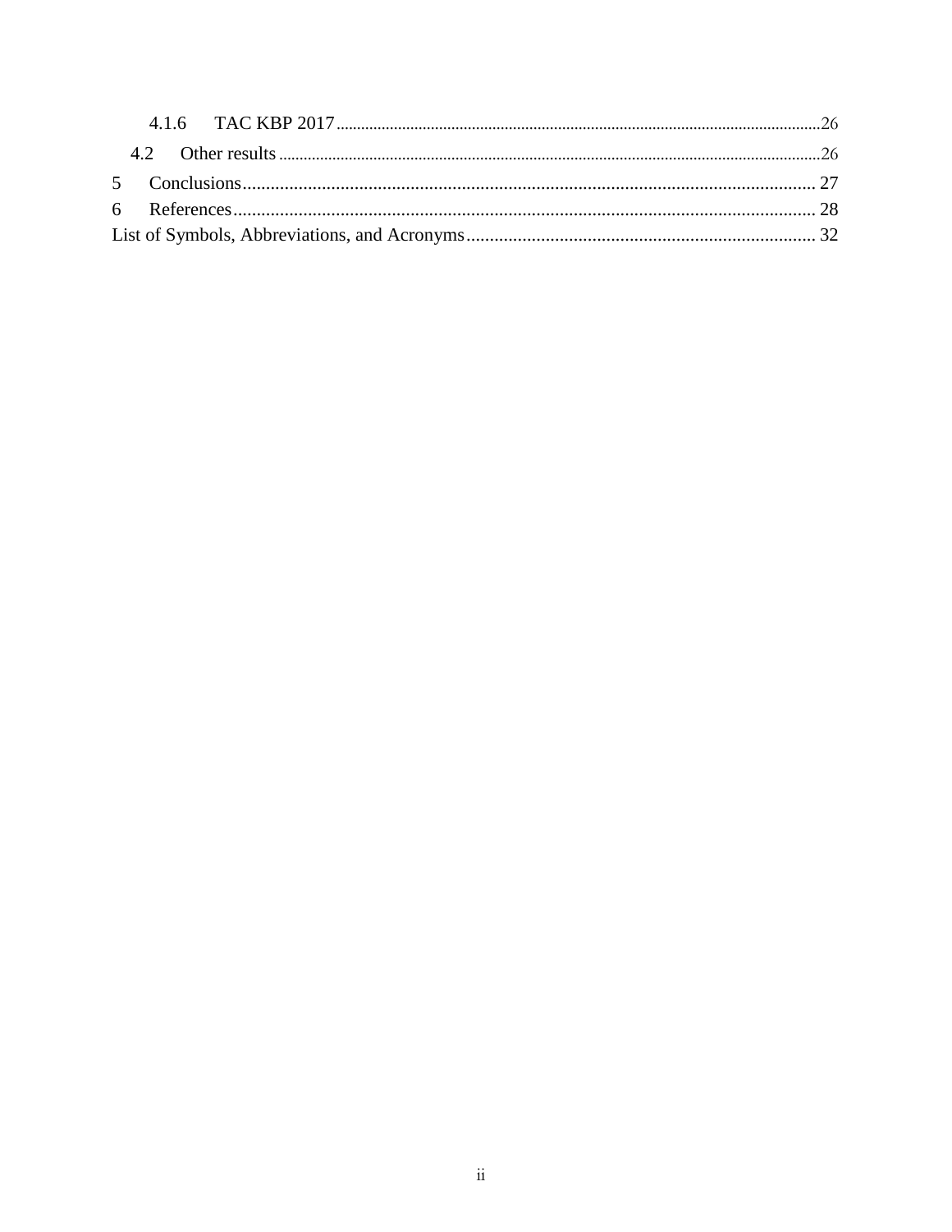4.1.6 TAC KBP 2017 ........ 26

4.2 Other results ........ 26

5 Conclusions ........ 27

6 References ........ 28

List of Symbols, Abbreviations, and Acronyms ........ 32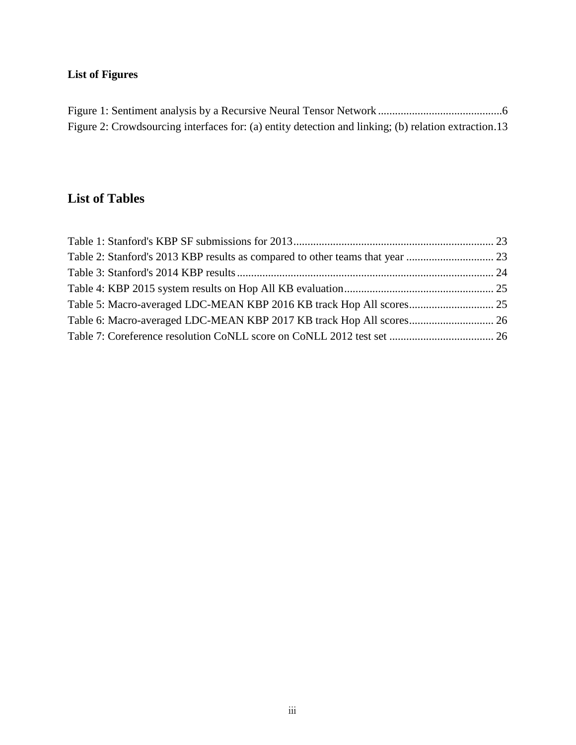## List of Figures

Figure 1: Sentiment analysis by a Recursive Neural Tensor Network ............................................6
Figure 2: Crowdsourcing interfaces for: (a) entity detection and linking; (b) relation extraction.13

## List of Tables

Table 1: Stanford's KBP SF submissions for 2013...................................................................... 23
Table 2: Stanford's 2013 KBP results as compared to other teams that year ............................... 23
Table 3: Stanford's 2014 KBP results.......................................................................................... 24
Table 4: KBP 2015 system results on Hop All KB evaluation.................................................... 25
Table 5: Macro-averaged LDC-MEAN KBP 2016 KB track Hop All scores.............................. 25
Table 6: Macro-averaged LDC-MEAN KBP 2017 KB track Hop All scores.............................. 26
Table 7: Coreference resolution CoNLL score on CoNLL 2012 test set ..................................... 26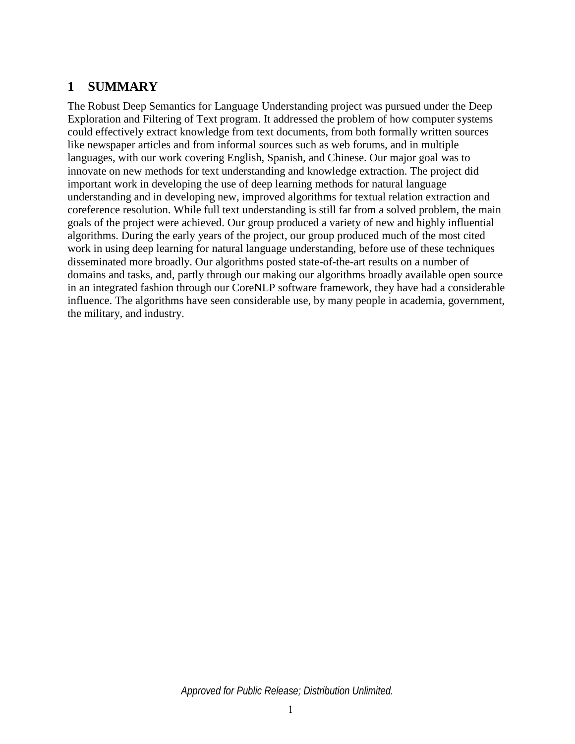# 1 SUMMARY

The Robust Deep Semantics for Language Understanding project was pursued under the Deep Exploration and Filtering of Text program. It addressed the problem of how computer systems could effectively extract knowledge from text documents, from both formally written sources like newspaper articles and from informal sources such as web forums, and in multiple languages, with our work covering English, Spanish, and Chinese. Our major goal was to innovate on new methods for text understanding and knowledge extraction. The project did important work in developing the use of deep learning methods for natural language understanding and in developing new, improved algorithms for textual relation extraction and coreference resolution. While full text understanding is still far from a solved problem, the main goals of the project were achieved. Our group produced a variety of new and highly influential algorithms. During the early years of the project, our group produced much of the most cited work in using deep learning for natural language understanding, before use of these techniques disseminated more broadly. Our algorithms posted state-of-the-art results on a number of domains and tasks, and, partly through our making our algorithms broadly available open source in an integrated fashion through our CoreNLP software framework, they have had a considerable influence. The algorithms have seen considerable use, by many people in academia, government, the military, and industry.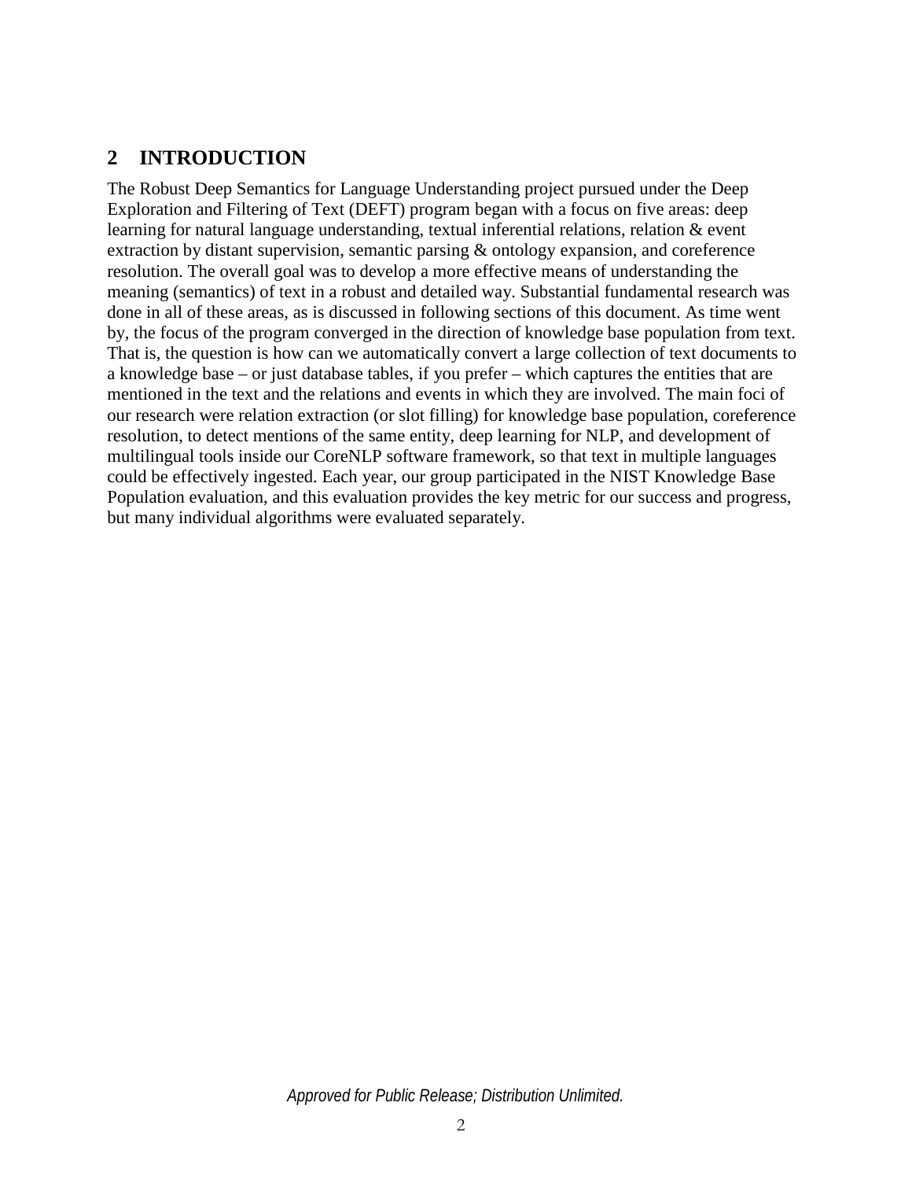# 2 INTRODUCTION

The Robust Deep Semantics for Language Understanding project pursued under the Deep Exploration and Filtering of Text (DEFT) program began with a focus on five areas: deep learning for natural language understanding, textual inferential relations, relation & event extraction by distant supervision, semantic parsing & ontology expansion, and coreference resolution. The overall goal was to develop a more effective means of understanding the meaning (semantics) of text in a robust and detailed way. Substantial fundamental research was done in all of these areas, as is discussed in following sections of this document. As time went by, the focus of the program converged in the direction of knowledge base population from text. That is, the question is how can we automatically convert a large collection of text documents to a knowledge base – or just database tables, if you prefer – which captures the entities that are mentioned in the text and the relations and events in which they are involved. The main foci of our research were relation extraction (or slot filling) for knowledge base population, coreference resolution, to detect mentions of the same entity, deep learning for NLP, and development of multilingual tools inside our CoreNLP software framework, so that text in multiple languages could be effectively ingested. Each year, our group participated in the NIST Knowledge Base Population evaluation, and this evaluation provides the key metric for our success and progress, but many individual algorithms were evaluated separately.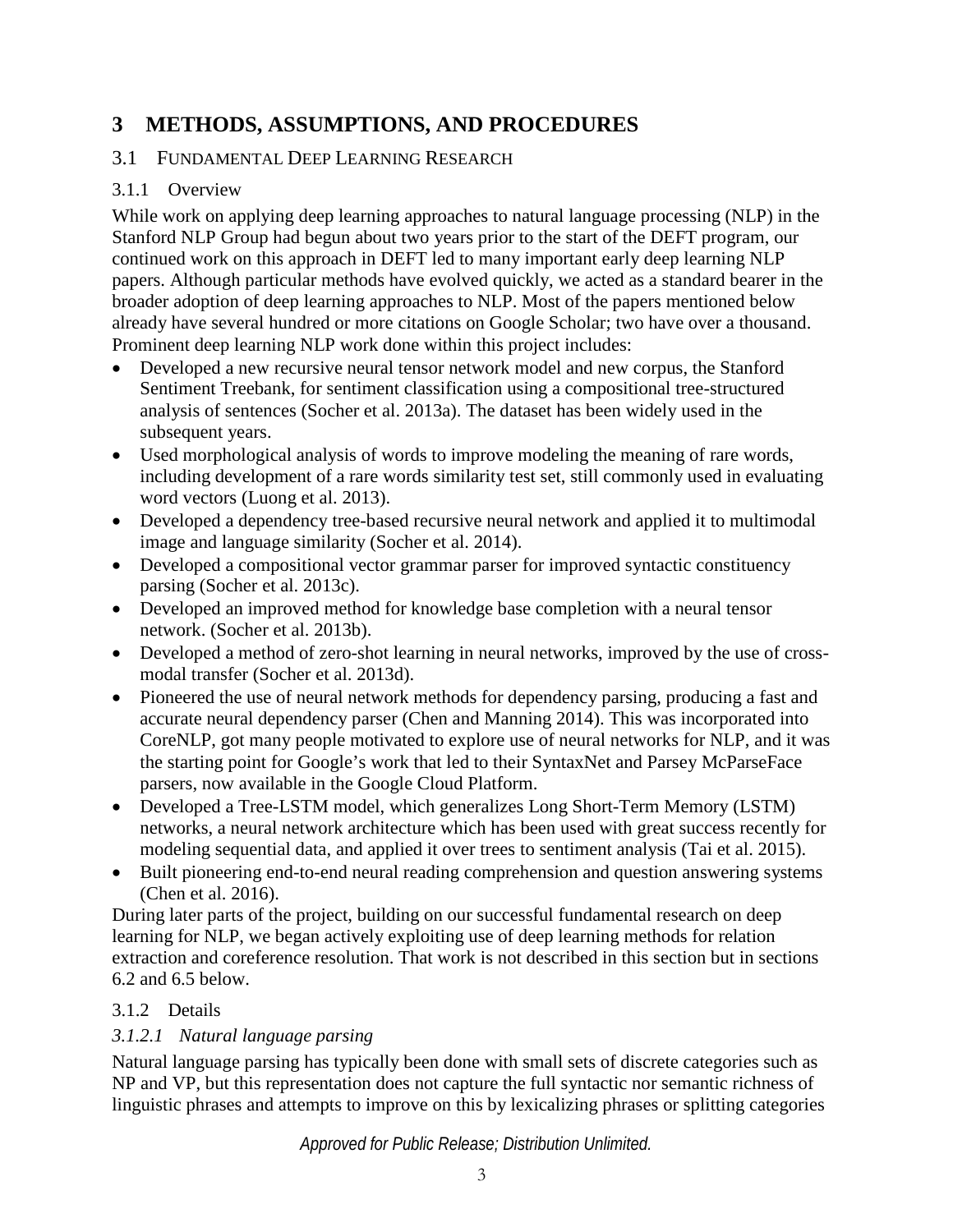# 3 METHODS, ASSUMPTIONS, AND PROCEDURES

## 3.1 FUNDAMENTAL DEEP LEARNING RESEARCH

### 3.1.1 Overview

While work on applying deep learning approaches to natural language processing (NLP) in the Stanford NLP Group had begun about two years prior to the start of the DEFT program, our continued work on this approach in DEFT led to many important early deep learning NLP papers. Although particular methods have evolved quickly, we acted as a standard bearer in the broader adoption of deep learning approaches to NLP. Most of the papers mentioned below already have several hundred or more citations on Google Scholar; two have over a thousand. Prominent deep learning NLP work done within this project includes:

- Developed a new recursive neural tensor network model and new corpus, the Stanford Sentiment Treebank, for sentiment classification using a compositional tree-structured analysis of sentences (Socher et al. 2013a). The dataset has been widely used in the subsequent years.
- Used morphological analysis of words to improve modeling the meaning of rare words, including development of a rare words similarity test set, still commonly used in evaluating word vectors (Luong et al. 2013).
- Developed a dependency tree-based recursive neural network and applied it to multimodal image and language similarity (Socher et al. 2014).
- Developed a compositional vector grammar parser for improved syntactic constituency parsing (Socher et al. 2013c).
- Developed an improved method for knowledge base completion with a neural tensor network. (Socher et al. 2013b).
- Developed a method of zero-shot learning in neural networks, improved by the use of cross-modal transfer (Socher et al. 2013d).
- Pioneered the use of neural network methods for dependency parsing, producing a fast and accurate neural dependency parser (Chen and Manning 2014). This was incorporated into CoreNLP, got many people motivated to explore use of neural networks for NLP, and it was the starting point for Google's work that led to their SyntaxNet and Parsey McParseFace parsers, now available in the Google Cloud Platform.
- Developed a Tree-LSTM model, which generalizes Long Short-Term Memory (LSTM) networks, a neural network architecture which has been used with great success recently for modeling sequential data, and applied it over trees to sentiment analysis (Tai et al. 2015).
- Built pioneering end-to-end neural reading comprehension and question answering systems (Chen et al. 2016).

During later parts of the project, building on our successful fundamental research on deep learning for NLP, we began actively exploiting use of deep learning methods for relation extraction and coreference resolution. That work is not described in this section but in sections 6.2 and 6.5 below.

### 3.1.2 Details

#### *3.1.2.1 Natural language parsing*

Natural language parsing has typically been done with small sets of discrete categories such as NP and VP, but this representation does not capture the full syntactic nor semantic richness of linguistic phrases and attempts to improve on this by lexicalizing phrases or splitting categories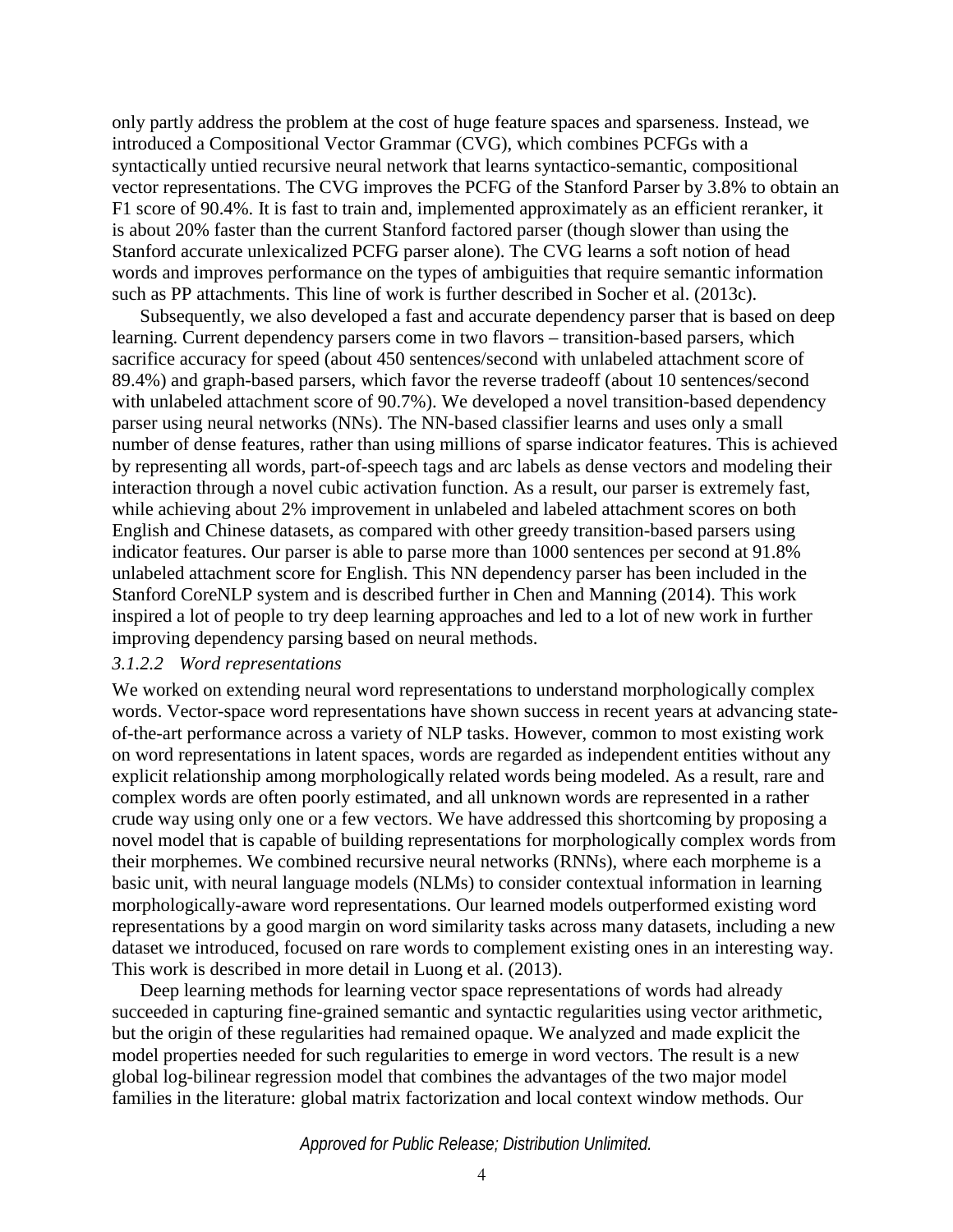only partly address the problem at the cost of huge feature spaces and sparseness. Instead, we introduced a Compositional Vector Grammar (CVG), which combines PCFGs with a syntactically untied recursive neural network that learns syntactico-semantic, compositional vector representations. The CVG improves the PCFG of the Stanford Parser by 3.8% to obtain an F1 score of 90.4%. It is fast to train and, implemented approximately as an efficient reranker, it is about 20% faster than the current Stanford factored parser (though slower than using the Stanford accurate unlexicalized PCFG parser alone). The CVG learns a soft notion of head words and improves performance on the types of ambiguities that require semantic information such as PP attachments. This line of work is further described in Socher et al. (2013c).

Subsequently, we also developed a fast and accurate dependency parser that is based on deep learning. Current dependency parsers come in two flavors – transition-based parsers, which sacrifice accuracy for speed (about 450 sentences/second with unlabeled attachment score of 89.4%) and graph-based parsers, which favor the reverse tradeoff (about 10 sentences/second with unlabeled attachment score of 90.7%). We developed a novel transition-based dependency parser using neural networks (NNs). The NN-based classifier learns and uses only a small number of dense features, rather than using millions of sparse indicator features. This is achieved by representing all words, part-of-speech tags and arc labels as dense vectors and modeling their interaction through a novel cubic activation function. As a result, our parser is extremely fast, while achieving about 2% improvement in unlabeled and labeled attachment scores on both English and Chinese datasets, as compared with other greedy transition-based parsers using indicator features. Our parser is able to parse more than 1000 sentences per second at 91.8% unlabeled attachment score for English. This NN dependency parser has been included in the Stanford CoreNLP system and is described further in Chen and Manning (2014). This work inspired a lot of people to try deep learning approaches and led to a lot of new work in further improving dependency parsing based on neural methods.

#### *3.1.2.2 Word representations*

We worked on extending neural word representations to understand morphologically complex words. Vector-space word representations have shown success in recent years at advancing state-of-the-art performance across a variety of NLP tasks. However, common to most existing work on word representations in latent spaces, words are regarded as independent entities without any explicit relationship among morphologically related words being modeled. As a result, rare and complex words are often poorly estimated, and all unknown words are represented in a rather crude way using only one or a few vectors. We have addressed this shortcoming by proposing a novel model that is capable of building representations for morphologically complex words from their morphemes. We combined recursive neural networks (RNNs), where each morpheme is a basic unit, with neural language models (NLMs) to consider contextual information in learning morphologically-aware word representations. Our learned models outperformed existing word representations by a good margin on word similarity tasks across many datasets, including a new dataset we introduced, focused on rare words to complement existing ones in an interesting way. This work is described in more detail in Luong et al. (2013).

Deep learning methods for learning vector space representations of words had already succeeded in capturing fine-grained semantic and syntactic regularities using vector arithmetic, but the origin of these regularities had remained opaque. We analyzed and made explicit the model properties needed for such regularities to emerge in word vectors. The result is a new global log-bilinear regression model that combines the advantages of the two major model families in the literature: global matrix factorization and local context window methods. Our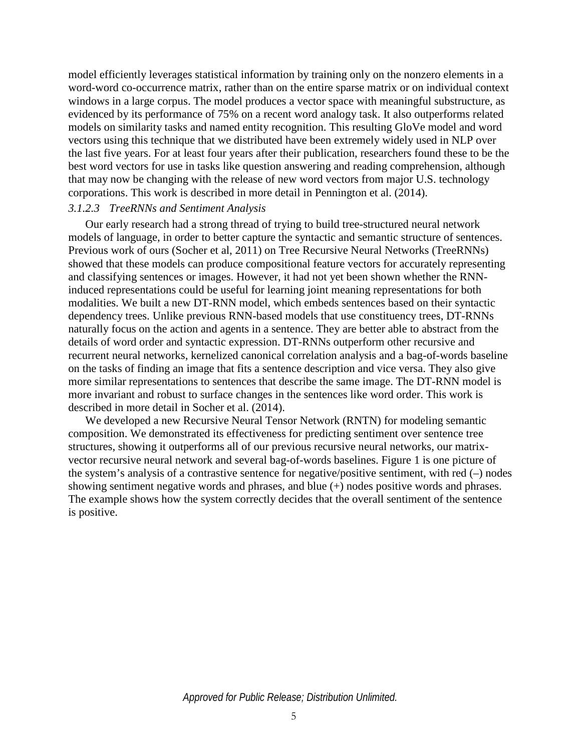model efficiently leverages statistical information by training only on the nonzero elements in a word-word co-occurrence matrix, rather than on the entire sparse matrix or on individual context windows in a large corpus. The model produces a vector space with meaningful substructure, as evidenced by its performance of 75% on a recent word analogy task. It also outperforms related models on similarity tasks and named entity recognition. This resulting GloVe model and word vectors using this technique that we distributed have been extremely widely used in NLP over the last five years. For at least four years after their publication, researchers found these to be the best word vectors for use in tasks like question answering and reading comprehension, although that may now be changing with the release of new word vectors from major U.S. technology corporations. This work is described in more detail in Pennington et al. (2014).

#### *3.1.2.3 TreeRNNs and Sentiment Analysis*

Our early research had a strong thread of trying to build tree-structured neural network models of language, in order to better capture the syntactic and semantic structure of sentences. Previous work of ours (Socher et al, 2011) on Tree Recursive Neural Networks (TreeRNNs) showed that these models can produce compositional feature vectors for accurately representing and classifying sentences or images. However, it had not yet been shown whether the RNN-induced representations could be useful for learning joint meaning representations for both modalities. We built a new DT-RNN model, which embeds sentences based on their syntactic dependency trees. Unlike previous RNN-based models that use constituency trees, DT-RNNs naturally focus on the action and agents in a sentence. They are better able to abstract from the details of word order and syntactic expression. DT-RNNs outperform other recursive and recurrent neural networks, kernelized canonical correlation analysis and a bag-of-words baseline on the tasks of finding an image that fits a sentence description and vice versa. They also give more similar representations to sentences that describe the same image. The DT-RNN model is more invariant and robust to surface changes in the sentences like word order. This work is described in more detail in Socher et al. (2014).

We developed a new Recursive Neural Tensor Network (RNTN) for modeling semantic composition. We demonstrated its effectiveness for predicting sentiment over sentence tree structures, showing it outperforms all of our previous recursive neural networks, our matrix-vector recursive neural network and several bag-of-words baselines. Figure 1 is one picture of the system's analysis of a contrastive sentence for negative/positive sentiment, with red (–) nodes showing sentiment negative words and phrases, and blue (+) nodes positive words and phrases. The example shows how the system correctly decides that the overall sentiment of the sentence is positive.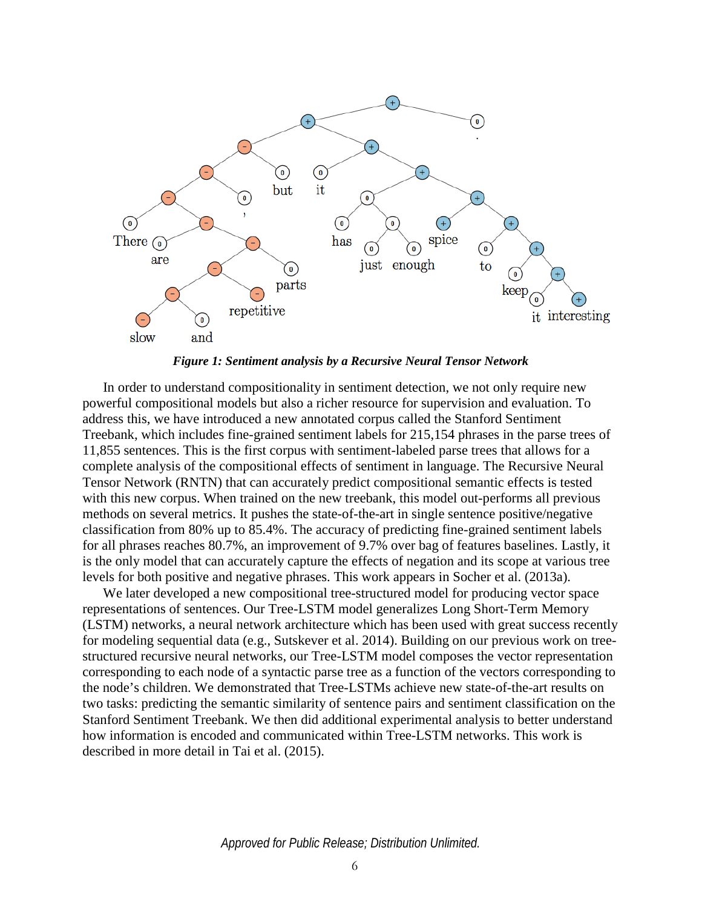*Figure 1: Sentiment analysis by a Recursive Neural Tensor Network*

In order to understand compositionality in sentiment detection, we not only require new powerful compositional models but also a richer resource for supervision and evaluation. To address this, we have introduced a new annotated corpus called the Stanford Sentiment Treebank, which includes fine-grained sentiment labels for 215,154 phrases in the parse trees of 11,855 sentences. This is the first corpus with sentiment-labeled parse trees that allows for a complete analysis of the compositional effects of sentiment in language. The Recursive Neural Tensor Network (RNTN) that can accurately predict compositional semantic effects is tested with this new corpus. When trained on the new treebank, this model out-performs all previous methods on several metrics. It pushes the state-of-the-art in single sentence positive/negative classification from 80% up to 85.4%. The accuracy of predicting fine-grained sentiment labels for all phrases reaches 80.7%, an improvement of 9.7% over bag of features baselines. Lastly, it is the only model that can accurately capture the effects of negation and its scope at various tree levels for both positive and negative phrases. This work appears in Socher et al. (2013a).

We later developed a new compositional tree-structured model for producing vector space representations of sentences. Our Tree-LSTM model generalizes Long Short-Term Memory (LSTM) networks, a neural network architecture which has been used with great success recently for modeling sequential data (e.g., Sutskever et al. 2014). Building on our previous work on tree-structured recursive neural networks, our Tree-LSTM model composes the vector representation corresponding to each node of a syntactic parse tree as a function of the vectors corresponding to the node's children. We demonstrated that Tree-LSTMs achieve new state-of-the-art results on two tasks: predicting the semantic similarity of sentence pairs and sentiment classification on the Stanford Sentiment Treebank. We then did additional experimental analysis to better understand how information is encoded and communicated within Tree-LSTM networks. This work is described in more detail in Tai et al. (2015).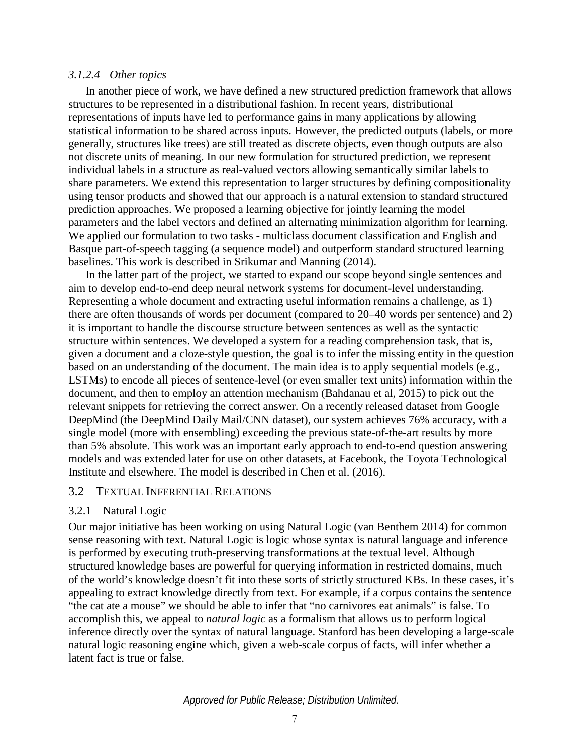#### *3.1.2.4 Other topics*

In another piece of work, we have defined a new structured prediction framework that allows structures to be represented in a distributional fashion. In recent years, distributional representations of inputs have led to performance gains in many applications by allowing statistical information to be shared across inputs. However, the predicted outputs (labels, or more generally, structures like trees) are still treated as discrete objects, even though outputs are also not discrete units of meaning. In our new formulation for structured prediction, we represent individual labels in a structure as real-valued vectors allowing semantically similar labels to share parameters. We extend this representation to larger structures by defining compositionality using tensor products and showed that our approach is a natural extension to standard structured prediction approaches. We proposed a learning objective for jointly learning the model parameters and the label vectors and defined an alternating minimization algorithm for learning. We applied our formulation to two tasks - multiclass document classification and English and Basque part-of-speech tagging (a sequence model) and outperform standard structured learning baselines. This work is described in Srikumar and Manning (2014).

In the latter part of the project, we started to expand our scope beyond single sentences and aim to develop end-to-end deep neural network systems for document-level understanding. Representing a whole document and extracting useful information remains a challenge, as 1) there are often thousands of words per document (compared to 20–40 words per sentence) and 2) it is important to handle the discourse structure between sentences as well as the syntactic structure within sentences. We developed a system for a reading comprehension task, that is, given a document and a cloze-style question, the goal is to infer the missing entity in the question based on an understanding of the document. The main idea is to apply sequential models (e.g., LSTMs) to encode all pieces of sentence-level (or even smaller text units) information within the document, and then to employ an attention mechanism (Bahdanau et al, 2015) to pick out the relevant snippets for retrieving the correct answer. On a recently released dataset from Google DeepMind (the DeepMind Daily Mail/CNN dataset), our system achieves 76% accuracy, with a single model (more with ensembling) exceeding the previous state-of-the-art results by more than 5% absolute. This work was an important early approach to end-to-end question answering models and was extended later for use on other datasets, at Facebook, the Toyota Technological Institute and elsewhere. The model is described in Chen et al. (2016).

## 3.2 TEXTUAL INFERENTIAL RELATIONS

### 3.2.1 Natural Logic

Our major initiative has been working on using Natural Logic (van Benthem 2014) for common sense reasoning with text. Natural Logic is logic whose syntax is natural language and inference is performed by executing truth-preserving transformations at the textual level. Although structured knowledge bases are powerful for querying information in restricted domains, much of the world's knowledge doesn't fit into these sorts of strictly structured KBs. In these cases, it's appealing to extract knowledge directly from text. For example, if a corpus contains the sentence "the cat ate a mouse" we should be able to infer that "no carnivores eat animals" is false. To accomplish this, we appeal to *natural logic* as a formalism that allows us to perform logical inference directly over the syntax of natural language. Stanford has been developing a large-scale natural logic reasoning engine which, given a web-scale corpus of facts, will infer whether a latent fact is true or false.

*Approved for Public Release; Distribution Unlimited.*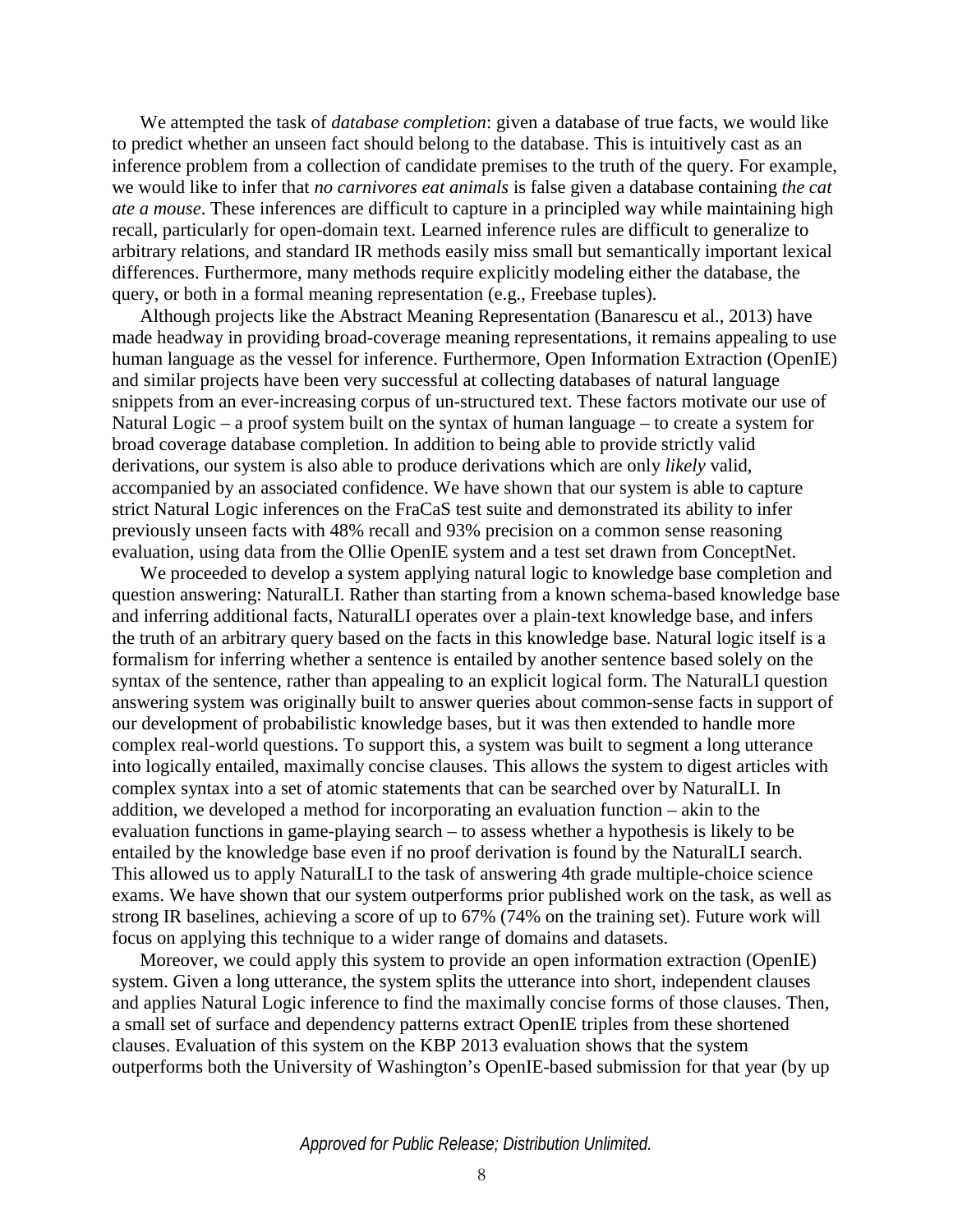We attempted the task of *database completion*: given a database of true facts, we would like to predict whether an unseen fact should belong to the database. This is intuitively cast as an inference problem from a collection of candidate premises to the truth of the query. For example, we would like to infer that *no carnivores eat animals* is false given a database containing *the cat ate a mouse*. These inferences are difficult to capture in a principled way while maintaining high recall, particularly for open-domain text. Learned inference rules are difficult to generalize to arbitrary relations, and standard IR methods easily miss small but semantically important lexical differences. Furthermore, many methods require explicitly modeling either the database, the query, or both in a formal meaning representation (e.g., Freebase tuples).

Although projects like the Abstract Meaning Representation (Banarescu et al., 2013) have made headway in providing broad-coverage meaning representations, it remains appealing to use human language as the vessel for inference. Furthermore, Open Information Extraction (OpenIE) and similar projects have been very successful at collecting databases of natural language snippets from an ever-increasing corpus of un-structured text. These factors motivate our use of Natural Logic – a proof system built on the syntax of human language – to create a system for broad coverage database completion. In addition to being able to provide strictly valid derivations, our system is also able to produce derivations which are only *likely* valid, accompanied by an associated confidence. We have shown that our system is able to capture strict Natural Logic inferences on the FraCaS test suite and demonstrated its ability to infer previously unseen facts with 48% recall and 93% precision on a common sense reasoning evaluation, using data from the Ollie OpenIE system and a test set drawn from ConceptNet.

We proceeded to develop a system applying natural logic to knowledge base completion and question answering: NaturalLI. Rather than starting from a known schema-based knowledge base and inferring additional facts, NaturalLI operates over a plain-text knowledge base, and infers the truth of an arbitrary query based on the facts in this knowledge base. Natural logic itself is a formalism for inferring whether a sentence is entailed by another sentence based solely on the syntax of the sentence, rather than appealing to an explicit logical form. The NaturalLI question answering system was originally built to answer queries about common-sense facts in support of our development of probabilistic knowledge bases, but it was then extended to handle more complex real-world questions. To support this, a system was built to segment a long utterance into logically entailed, maximally concise clauses. This allows the system to digest articles with complex syntax into a set of atomic statements that can be searched over by NaturalLI. In addition, we developed a method for incorporating an evaluation function – akin to the evaluation functions in game-playing search – to assess whether a hypothesis is likely to be entailed by the knowledge base even if no proof derivation is found by the NaturalLI search. This allowed us to apply NaturalLI to the task of answering 4th grade multiple-choice science exams. We have shown that our system outperforms prior published work on the task, as well as strong IR baselines, achieving a score of up to 67% (74% on the training set). Future work will focus on applying this technique to a wider range of domains and datasets.

Moreover, we could apply this system to provide an open information extraction (OpenIE) system. Given a long utterance, the system splits the utterance into short, independent clauses and applies Natural Logic inference to find the maximally concise forms of those clauses. Then, a small set of surface and dependency patterns extract OpenIE triples from these shortened clauses. Evaluation of this system on the KBP 2013 evaluation shows that the system outperforms both the University of Washington's OpenIE-based submission for that year (by up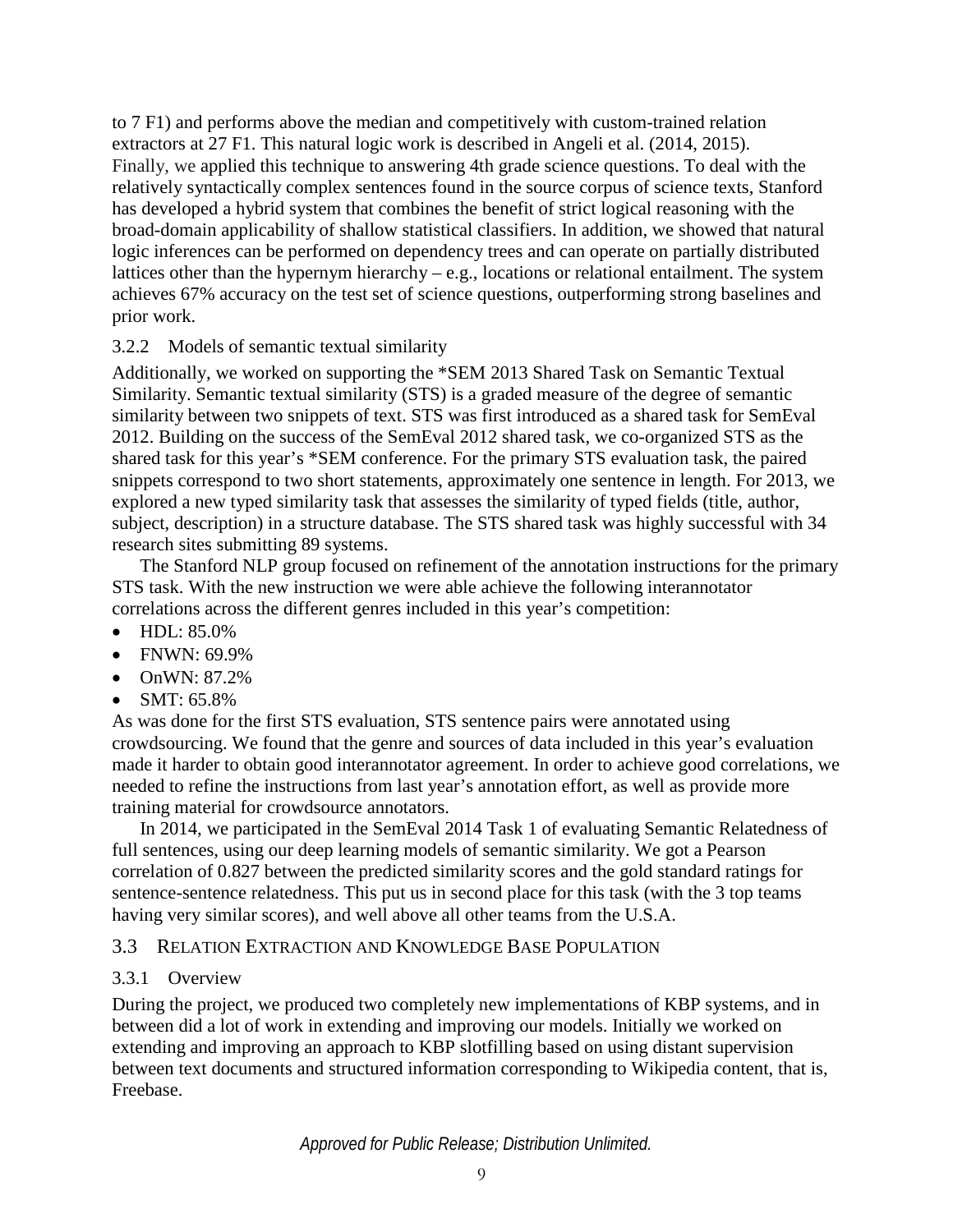to 7 F1) and performs above the median and competitively with custom-trained relation extractors at 27 F1. This natural logic work is described in Angeli et al. (2014, 2015). Finally, we applied this technique to answering 4th grade science questions. To deal with the relatively syntactically complex sentences found in the source corpus of science texts, Stanford has developed a hybrid system that combines the benefit of strict logical reasoning with the broad-domain applicability of shallow statistical classifiers. In addition, we showed that natural logic inferences can be performed on dependency trees and can operate on partially distributed lattices other than the hypernym hierarchy – e.g., locations or relational entailment. The system achieves 67% accuracy on the test set of science questions, outperforming strong baselines and prior work.

### 3.2.2 Models of semantic textual similarity

Additionally, we worked on supporting the *SEM 2013 Shared Task on Semantic Textual Similarity. Semantic textual similarity (STS) is a graded measure of the degree of semantic similarity between two snippets of text. STS was first introduced as a shared task for SemEval 2012. Building on the success of the SemEval 2012 shared task, we co-organized STS as the shared task for this year's *SEM conference. For the primary STS evaluation task, the paired snippets correspond to two short statements, approximately one sentence in length. For 2013, we explored a new typed similarity task that assesses the similarity of typed fields (title, author, subject, description) in a structure database. The STS shared task was highly successful with 34 research sites submitting 89 systems.

The Stanford NLP group focused on refinement of the annotation instructions for the primary STS task. With the new instruction we were able achieve the following interannotator correlations across the different genres included in this year's competition:

- HDL: 85.0%
- FNWN: 69.9%
- OnWN: 87.2%
- SMT: 65.8%

As was done for the first STS evaluation, STS sentence pairs were annotated using crowdsourcing. We found that the genre and sources of data included in this year's evaluation made it harder to obtain good interannotator agreement. In order to achieve good correlations, we needed to refine the instructions from last year's annotation effort, as well as provide more training material for crowdsource annotators.

In 2014, we participated in the SemEval 2014 Task 1 of evaluating Semantic Relatedness of full sentences, using our deep learning models of semantic similarity. We got a Pearson correlation of 0.827 between the predicted similarity scores and the gold standard ratings for sentence-sentence relatedness. This put us in second place for this task (with the 3 top teams having very similar scores), and well above all other teams from the U.S.A.

## 3.3 Relation Extraction and Knowledge Base Population

### 3.3.1 Overview

During the project, we produced two completely new implementations of KBP systems, and in between did a lot of work in extending and improving our models. Initially we worked on extending and improving an approach to KBP slotfilling based on using distant supervision between text documents and structured information corresponding to Wikipedia content, that is, Freebase.

*Approved for Public Release; Distribution Unlimited.*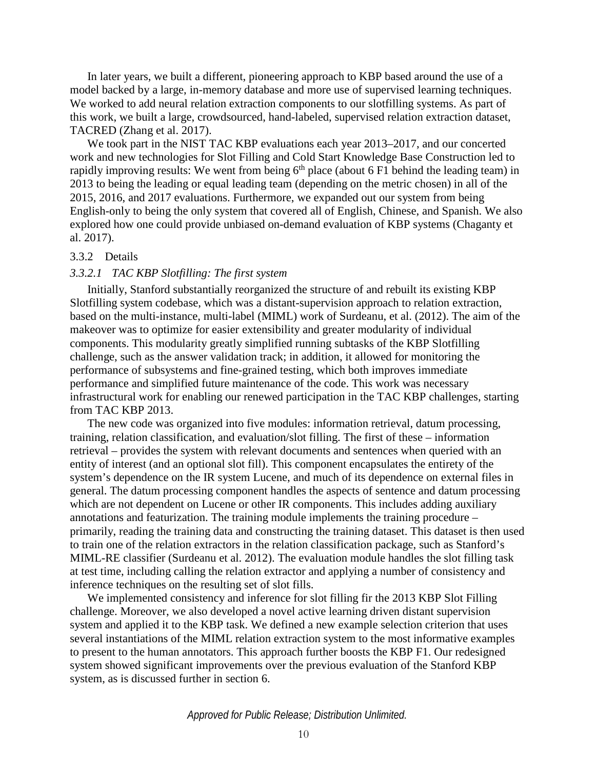In later years, we built a different, pioneering approach to KBP based around the use of a model backed by a large, in-memory database and more use of supervised learning techniques. We worked to add neural relation extraction components to our slotfilling systems. As part of this work, we built a large, crowdsourced, hand-labeled, supervised relation extraction dataset, TACRED (Zhang et al. 2017).

We took part in the NIST TAC KBP evaluations each year 2013–2017, and our concerted work and new technologies for Slot Filling and Cold Start Knowledge Base Construction led to rapidly improving results: We went from being 6th place (about 6 F1 behind the leading team) in 2013 to being the leading or equal leading team (depending on the metric chosen) in all of the 2015, 2016, and 2017 evaluations. Furthermore, we expanded out our system from being English-only to being the only system that covered all of English, Chinese, and Spanish. We also explored how one could provide unbiased on-demand evaluation of KBP systems (Chaganty et al. 2017).

### 3.3.2 Details

#### *3.3.2.1 TAC KBP Slotfilling: The first system*

Initially, Stanford substantially reorganized the structure of and rebuilt its existing KBP Slotfilling system codebase, which was a distant-supervision approach to relation extraction, based on the multi-instance, multi-label (MIML) work of Surdeanu, et al. (2012). The aim of the makeover was to optimize for easier extensibility and greater modularity of individual components. This modularity greatly simplified running subtasks of the KBP Slotfilling challenge, such as the answer validation track; in addition, it allowed for monitoring the performance of subsystems and fine-grained testing, which both improves immediate performance and simplified future maintenance of the code. This work was necessary infrastructural work for enabling our renewed participation in the TAC KBP challenges, starting from TAC KBP 2013.

The new code was organized into five modules: information retrieval, datum processing, training, relation classification, and evaluation/slot filling. The first of these – information retrieval – provides the system with relevant documents and sentences when queried with an entity of interest (and an optional slot fill). This component encapsulates the entirety of the system's dependence on the IR system Lucene, and much of its dependence on external files in general. The datum processing component handles the aspects of sentence and datum processing which are not dependent on Lucene or other IR components. This includes adding auxiliary annotations and featurization. The training module implements the training procedure – primarily, reading the training data and constructing the training dataset. This dataset is then used to train one of the relation extractors in the relation classification package, such as Stanford's MIML-RE classifier (Surdeanu et al. 2012). The evaluation module handles the slot filling task at test time, including calling the relation extractor and applying a number of consistency and inference techniques on the resulting set of slot fills.

We implemented consistency and inference for slot filling fir the 2013 KBP Slot Filling challenge. Moreover, we also developed a novel active learning driven distant supervision system and applied it to the KBP task. We defined a new example selection criterion that uses several instantiations of the MIML relation extraction system to the most informative examples to present to the human annotators. This approach further boosts the KBP F1. Our redesigned system showed significant improvements over the previous evaluation of the Stanford KBP system, as is discussed further in section 6.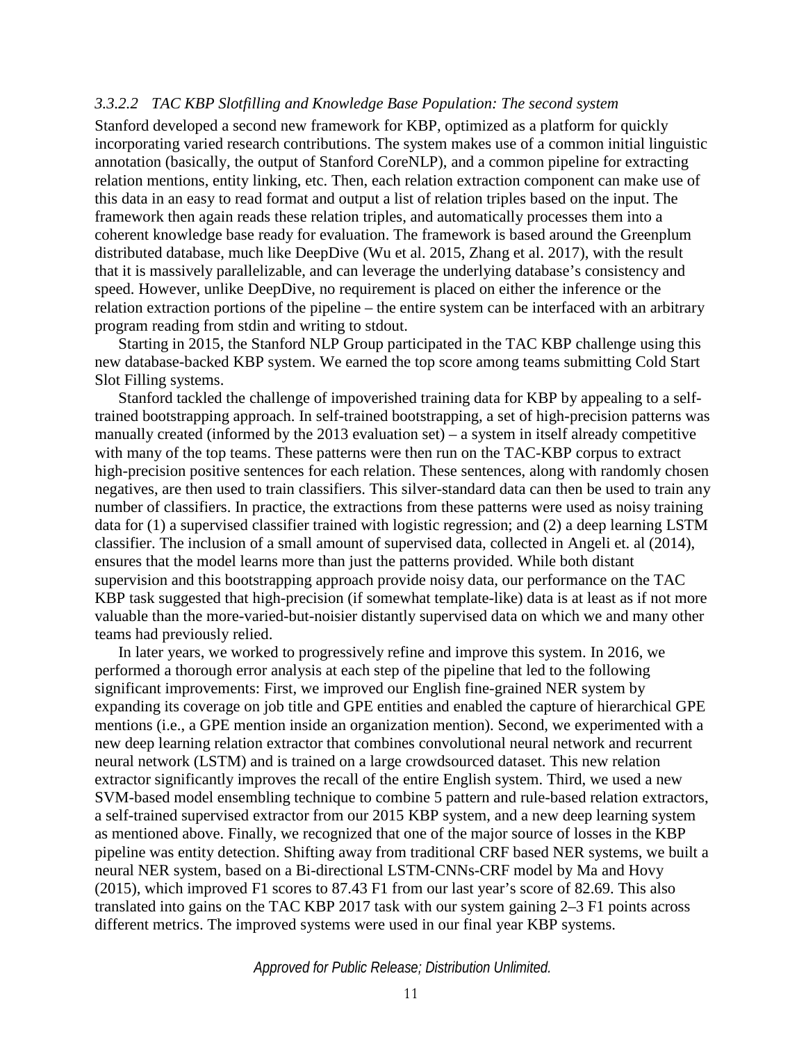#### *3.3.2.2 TAC KBP Slotfilling and Knowledge Base Population: The second system*

Stanford developed a second new framework for KBP, optimized as a platform for quickly incorporating varied research contributions. The system makes use of a common initial linguistic annotation (basically, the output of Stanford CoreNLP), and a common pipeline for extracting relation mentions, entity linking, etc. Then, each relation extraction component can make use of this data in an easy to read format and output a list of relation triples based on the input. The framework then again reads these relation triples, and automatically processes them into a coherent knowledge base ready for evaluation. The framework is based around the Greenplum distributed database, much like DeepDive (Wu et al. 2015, Zhang et al. 2017), with the result that it is massively parallelizable, and can leverage the underlying database's consistency and speed. However, unlike DeepDive, no requirement is placed on either the inference or the relation extraction portions of the pipeline – the entire system can be interfaced with an arbitrary program reading from stdin and writing to stdout.

Starting in 2015, the Stanford NLP Group participated in the TAC KBP challenge using this new database-backed KBP system. We earned the top score among teams submitting Cold Start Slot Filling systems.

Stanford tackled the challenge of impoverished training data for KBP by appealing to a self-trained bootstrapping approach. In self-trained bootstrapping, a set of high-precision patterns was manually created (informed by the 2013 evaluation set) – a system in itself already competitive with many of the top teams. These patterns were then run on the TAC-KBP corpus to extract high-precision positive sentences for each relation. These sentences, along with randomly chosen negatives, are then used to train classifiers. This silver-standard data can then be used to train any number of classifiers. In practice, the extractions from these patterns were used as noisy training data for (1) a supervised classifier trained with logistic regression; and (2) a deep learning LSTM classifier. The inclusion of a small amount of supervised data, collected in Angeli et. al (2014), ensures that the model learns more than just the patterns provided. While both distant supervision and this bootstrapping approach provide noisy data, our performance on the TAC KBP task suggested that high-precision (if somewhat template-like) data is at least as if not more valuable than the more-varied-but-noisier distantly supervised data on which we and many other teams had previously relied.

In later years, we worked to progressively refine and improve this system. In 2016, we performed a thorough error analysis at each step of the pipeline that led to the following significant improvements: First, we improved our English fine-grained NER system by expanding its coverage on job title and GPE entities and enabled the capture of hierarchical GPE mentions (i.e., a GPE mention inside an organization mention). Second, we experimented with a new deep learning relation extractor that combines convolutional neural network and recurrent neural network (LSTM) and is trained on a large crowdsourced dataset. This new relation extractor significantly improves the recall of the entire English system. Third, we used a new SVM-based model ensembling technique to combine 5 pattern and rule-based relation extractors, a self-trained supervised extractor from our 2015 KBP system, and a new deep learning system as mentioned above. Finally, we recognized that one of the major source of losses in the KBP pipeline was entity detection. Shifting away from traditional CRF based NER systems, we built a neural NER system, based on a Bi-directional LSTM-CNNs-CRF model by Ma and Hovy (2015), which improved F1 scores to 87.43 F1 from our last year's score of 82.69. This also translated into gains on the TAC KBP 2017 task with our system gaining 2–3 F1 points across different metrics. The improved systems were used in our final year KBP systems.

*Approved for Public Release; Distribution Unlimited.*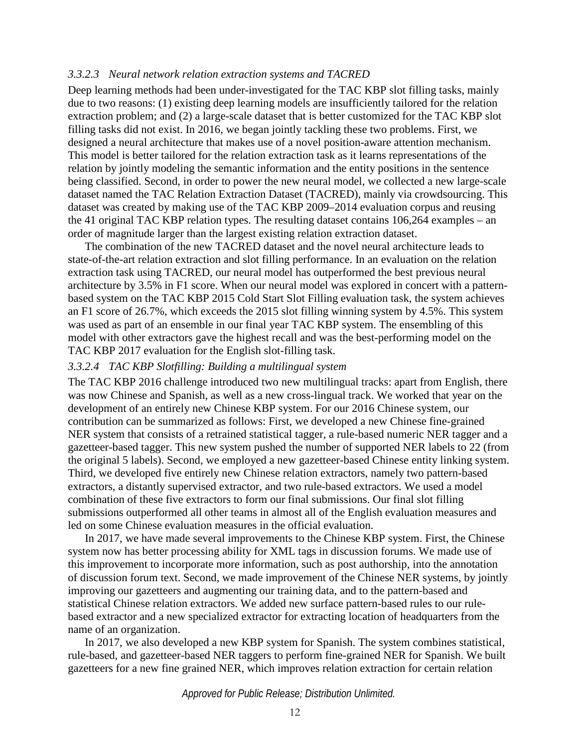#### *3.3.2.3 Neural network relation extraction systems and TACRED*

Deep learning methods had been under-investigated for the TAC KBP slot filling tasks, mainly due to two reasons: (1) existing deep learning models are insufficiently tailored for the relation extraction problem; and (2) a large-scale dataset that is better customized for the TAC KBP slot filling tasks did not exist. In 2016, we began jointly tackling these two problems. First, we designed a neural architecture that makes use of a novel position-aware attention mechanism. This model is better tailored for the relation extraction task as it learns representations of the relation by jointly modeling the semantic information and the entity positions in the sentence being classified. Second, in order to power the new neural model, we collected a new large-scale dataset named the TAC Relation Extraction Dataset (TACRED), mainly via crowdsourcing. This dataset was created by making use of the TAC KBP 2009–2014 evaluation corpus and reusing the 41 original TAC KBP relation types. The resulting dataset contains 106,264 examples – an order of magnitude larger than the largest existing relation extraction dataset.

The combination of the new TACRED dataset and the novel neural architecture leads to state-of-the-art relation extraction and slot filling performance. In an evaluation on the relation extraction task using TACRED, our neural model has outperformed the best previous neural architecture by 3.5% in F1 score. When our neural model was explored in concert with a pattern-based system on the TAC KBP 2015 Cold Start Slot Filling evaluation task, the system achieves an F1 score of 26.7%, which exceeds the 2015 slot filling winning system by 4.5%. This system was used as part of an ensemble in our final year TAC KBP system. The ensembling of this model with other extractors gave the highest recall and was the best-performing model on the TAC KBP 2017 evaluation for the English slot-filling task.

#### *3.3.2.4 TAC KBP Slotfilling: Building a multilingual system*

The TAC KBP 2016 challenge introduced two new multilingual tracks: apart from English, there was now Chinese and Spanish, as well as a new cross-lingual track. We worked that year on the development of an entirely new Chinese KBP system. For our 2016 Chinese system, our contribution can be summarized as follows: First, we developed a new Chinese fine-grained NER system that consists of a retrained statistical tagger, a rule-based numeric NER tagger and a gazetteer-based tagger. This new system pushed the number of supported NER labels to 22 (from the original 5 labels). Second, we employed a new gazetteer-based Chinese entity linking system. Third, we developed five entirely new Chinese relation extractors, namely two pattern-based extractors, a distantly supervised extractor, and two rule-based extractors. We used a model combination of these five extractors to form our final submissions. Our final slot filling submissions outperformed all other teams in almost all of the English evaluation measures and led on some Chinese evaluation measures in the official evaluation.

In 2017, we have made several improvements to the Chinese KBP system. First, the Chinese system now has better processing ability for XML tags in discussion forums. We made use of this improvement to incorporate more information, such as post authorship, into the annotation of discussion forum text. Second, we made improvement of the Chinese NER systems, by jointly improving our gazetteers and augmenting our training data, and to the pattern-based and statistical Chinese relation extractors. We added new surface pattern-based rules to our rule-based extractor and a new specialized extractor for extracting location of headquarters from the name of an organization.

In 2017, we also developed a new KBP system for Spanish. The system combines statistical, rule-based, and gazetteer-based NER taggers to perform fine-grained NER for Spanish. We built gazetteers for a new fine grained NER, which improves relation extraction for certain relation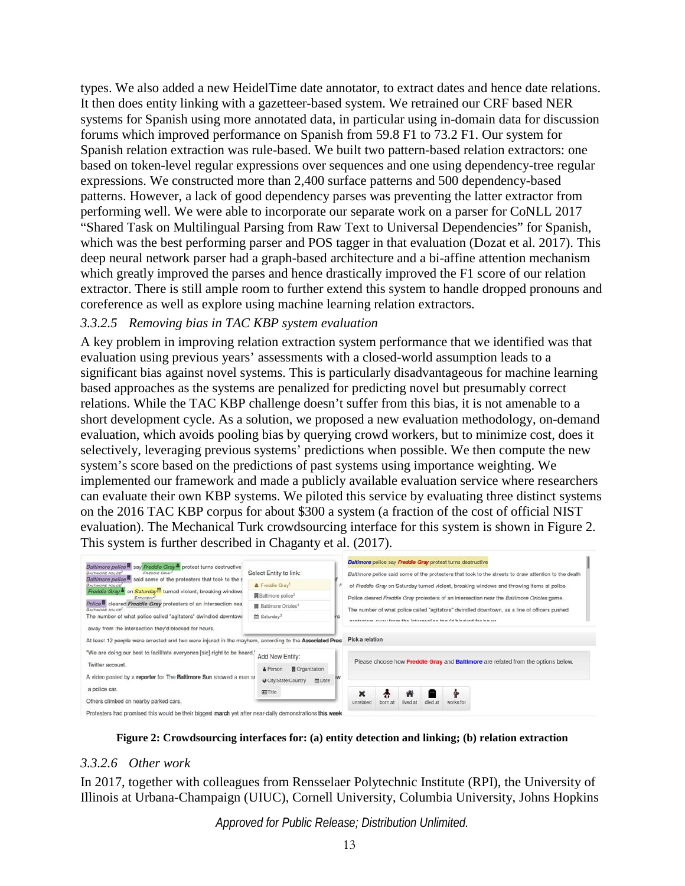types. We also added a new HeidelTime date annotator, to extract dates and hence date relations. It then does entity linking with a gazetteer-based system. We retrained our CRF based NER systems for Spanish using more annotated data, in particular using in-domain data for discussion forums which improved performance on Spanish from 59.8 F1 to 73.2 F1. Our system for Spanish relation extraction was rule-based. We built two pattern-based relation extractors: one based on token-level regular expressions over sequences and one using dependency-tree regular expressions. We constructed more than 2,400 surface patterns and 500 dependency-based patterns. However, a lack of good dependency parses was preventing the latter extractor from performing well. We were able to incorporate our separate work on a parser for CoNLL 2017 "Shared Task on Multilingual Parsing from Raw Text to Universal Dependencies" for Spanish, which was the best performing parser and POS tagger in that evaluation (Dozat et al. 2017). This deep neural network parser had a graph-based architecture and a bi-affine attention mechanism which greatly improved the parses and hence drastically improved the F1 score of our relation extractor. There is still ample room to further extend this system to handle dropped pronouns and coreference as well as explore using machine learning relation extractors.

### *3.3.2.5 Removing bias in TAC KBP system evaluation*

A key problem in improving relation extraction system performance that we identified was that evaluation using previous years' assessments with a closed-world assumption leads to a significant bias against novel systems. This is particularly disadvantageous for machine learning based approaches as the systems are penalized for predicting novel but presumably correct relations. While the TAC KBP challenge doesn't suffer from this bias, it is not amenable to a short development cycle. As a solution, we proposed a new evaluation methodology, on-demand evaluation, which avoids pooling bias by querying crowd workers, but to minimize cost, does it selectively, leveraging previous systems' predictions when possible. We then compute the new system's score based on the predictions of past systems using importance weighting. We implemented our framework and made a publicly available evaluation service where researchers can evaluate their own KBP systems. We piloted this service by evaluating three distinct systems on the 2016 TAC KBP corpus for about $300 a system (a fraction of the cost of official NIST evaluation). The Mechanical Turk crowdsourcing interface for this system is shown in Figure 2. This system is further described in Chaganty et al. (2017).

**Figure 2: Crowdsourcing interfaces for: (a) entity detection and linking; (b) relation extraction**

### *3.3.2.6 Other work*

In 2017, together with colleagues from Rensselaer Polytechnic Institute (RPI), the University of Illinois at Urbana-Champaign (UIUC), Cornell University, Columbia University, Johns Hopkins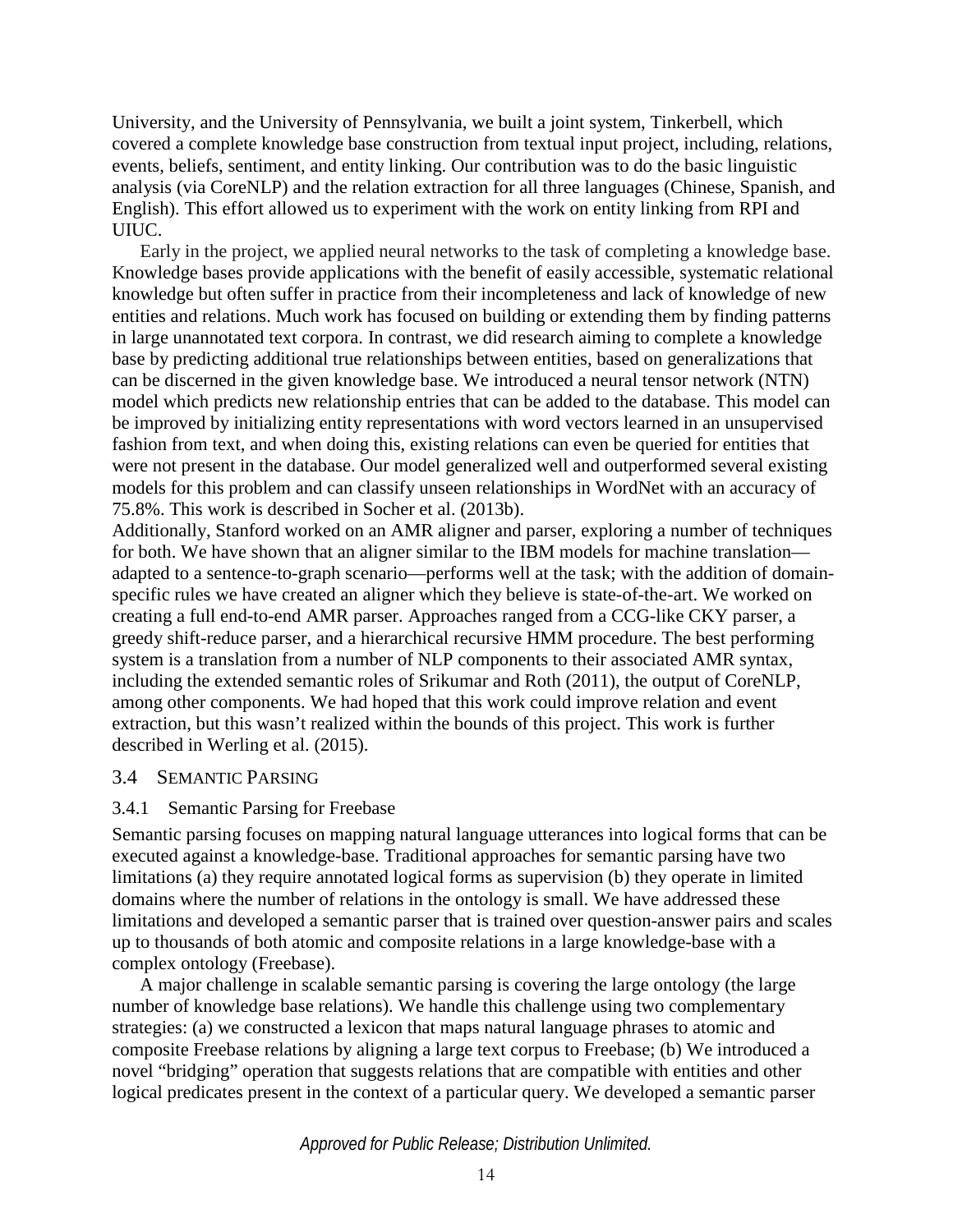University, and the University of Pennsylvania, we built a joint system, Tinkerbell, which covered a complete knowledge base construction from textual input project, including, relations, events, beliefs, sentiment, and entity linking. Our contribution was to do the basic linguistic analysis (via CoreNLP) and the relation extraction for all three languages (Chinese, Spanish, and English). This effort allowed us to experiment with the work on entity linking from RPI and UIUC.

Early in the project, we applied neural networks to the task of completing a knowledge base. Knowledge bases provide applications with the benefit of easily accessible, systematic relational knowledge but often suffer in practice from their incompleteness and lack of knowledge of new entities and relations. Much work has focused on building or extending them by finding patterns in large unannotated text corpora. In contrast, we did research aiming to complete a knowledge base by predicting additional true relationships between entities, based on generalizations that can be discerned in the given knowledge base. We introduced a neural tensor network (NTN) model which predicts new relationship entries that can be added to the database. This model can be improved by initializing entity representations with word vectors learned in an unsupervised fashion from text, and when doing this, existing relations can even be queried for entities that were not present in the database. Our model generalized well and outperformed several existing models for this problem and can classify unseen relationships in WordNet with an accuracy of 75.8%. This work is described in Socher et al. (2013b).

Additionally, Stanford worked on an AMR aligner and parser, exploring a number of techniques for both. We have shown that an aligner similar to the IBM models for machine translation—adapted to a sentence-to-graph scenario—performs well at the task; with the addition of domain-specific rules we have created an aligner which they believe is state-of-the-art. We worked on creating a full end-to-end AMR parser. Approaches ranged from a CCG-like CKY parser, a greedy shift-reduce parser, and a hierarchical recursive HMM procedure. The best performing system is a translation from a number of NLP components to their associated AMR syntax, including the extended semantic roles of Srikumar and Roth (2011), the output of CoreNLP, among other components. We had hoped that this work could improve relation and event extraction, but this wasn't realized within the bounds of this project. This work is further described in Werling et al. (2015).

## 3.4 Semantic Parsing

### 3.4.1 Semantic Parsing for Freebase

Semantic parsing focuses on mapping natural language utterances into logical forms that can be executed against a knowledge-base. Traditional approaches for semantic parsing have two limitations (a) they require annotated logical forms as supervision (b) they operate in limited domains where the number of relations in the ontology is small. We have addressed these limitations and developed a semantic parser that is trained over question-answer pairs and scales up to thousands of both atomic and composite relations in a large knowledge-base with a complex ontology (Freebase).

A major challenge in scalable semantic parsing is covering the large ontology (the large number of knowledge base relations). We handle this challenge using two complementary strategies: (a) we constructed a lexicon that maps natural language phrases to atomic and composite Freebase relations by aligning a large text corpus to Freebase; (b) We introduced a novel "bridging" operation that suggests relations that are compatible with entities and other logical predicates present in the context of a particular query. We developed a semantic parser

*Approved for Public Release; Distribution Unlimited.*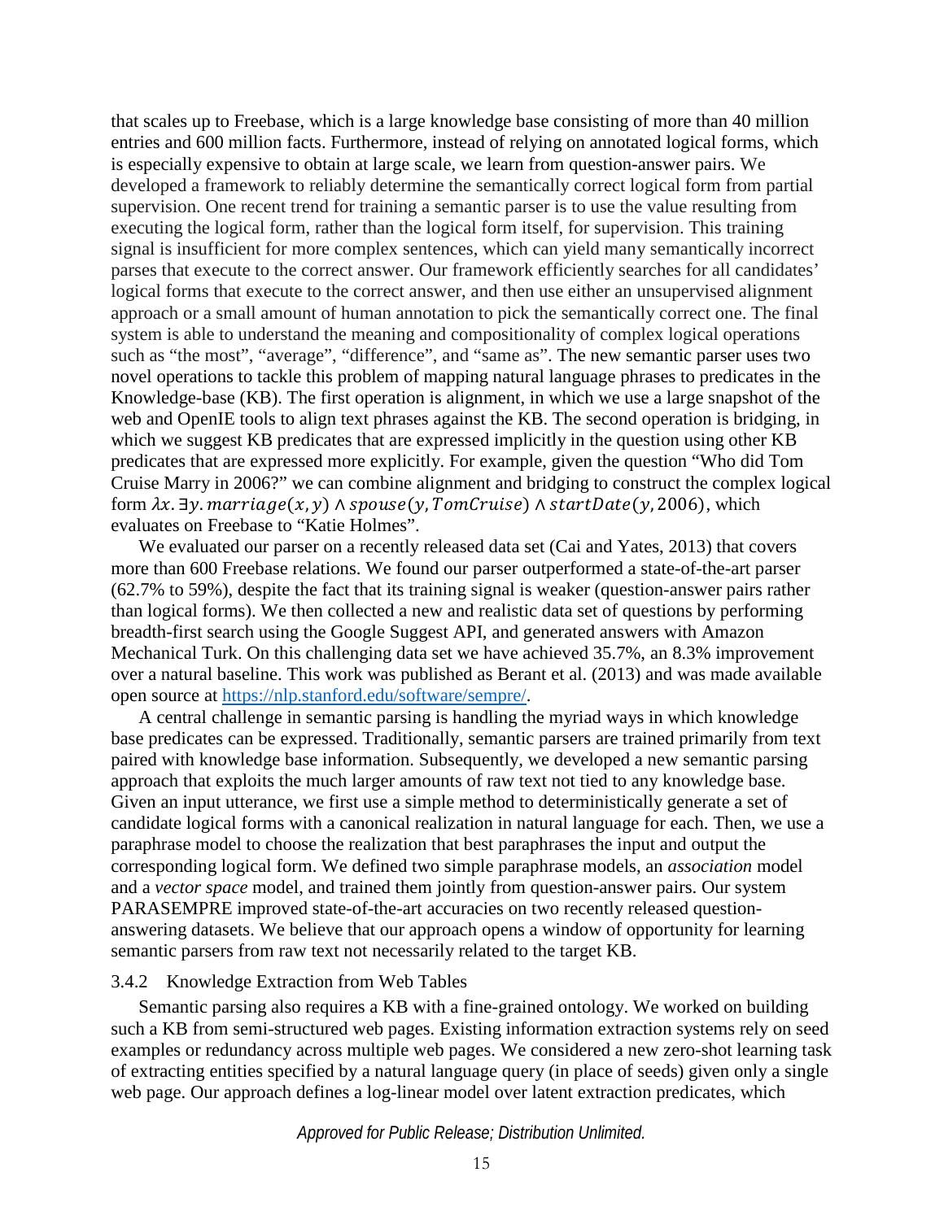that scales up to Freebase, which is a large knowledge base consisting of more than 40 million entries and 600 million facts. Furthermore, instead of relying on annotated logical forms, which is especially expensive to obtain at large scale, we learn from question-answer pairs. We developed a framework to reliably determine the semantically correct logical form from partial supervision. One recent trend for training a semantic parser is to use the value resulting from executing the logical form, rather than the logical form itself, for supervision. This training signal is insufficient for more complex sentences, which can yield many semantically incorrect parses that execute to the correct answer. Our framework efficiently searches for all candidates' logical forms that execute to the correct answer, and then use either an unsupervised alignment approach or a small amount of human annotation to pick the semantically correct one. The final system is able to understand the meaning and compositionality of complex logical operations such as "the most", "average", "difference", and "same as". The new semantic parser uses two novel operations to tackle this problem of mapping natural language phrases to predicates in the Knowledge-base (KB). The first operation is alignment, in which we use a large snapshot of the web and OpenIE tools to align text phrases against the KB. The second operation is bridging, in which we suggest KB predicates that are expressed implicitly in the question using other KB predicates that are expressed more explicitly. For example, given the question "Who did Tom Cruise Marry in 2006?" we can combine alignment and bridging to construct the complex logical form $\lambda x. \exists y. marriage(x, y) \wedge spouse(y, TomCruise) \wedge startDate(y, 2006)$, which evaluates on Freebase to "Katie Holmes".

We evaluated our parser on a recently released data set (Cai and Yates, 2013) that covers more than 600 Freebase relations. We found our parser outperformed a state-of-the-art parser (62.7% to 59%), despite the fact that its training signal is weaker (question-answer pairs rather than logical forms). We then collected a new and realistic data set of questions by performing breadth-first search using the Google Suggest API, and generated answers with Amazon Mechanical Turk. On this challenging data set we have achieved 35.7%, an 8.3% improvement over a natural baseline. This work was published as Berant et al. (2013) and was made available open source at https://nlp.stanford.edu/software/sempre/.

A central challenge in semantic parsing is handling the myriad ways in which knowledge base predicates can be expressed. Traditionally, semantic parsers are trained primarily from text paired with knowledge base information. Subsequently, we developed a new semantic parsing approach that exploits the much larger amounts of raw text not tied to any knowledge base. Given an input utterance, we first use a simple method to deterministically generate a set of candidate logical forms with a canonical realization in natural language for each. Then, we use a paraphrase model to choose the realization that best paraphrases the input and output the corresponding logical form. We defined two simple paraphrase models, an *association* model and a *vector space* model, and trained them jointly from question-answer pairs. Our system PARASEMPRE improved state-of-the-art accuracies on two recently released question-answering datasets. We believe that our approach opens a window of opportunity for learning semantic parsers from raw text not necessarily related to the target KB.

### 3.4.2 Knowledge Extraction from Web Tables

Semantic parsing also requires a KB with a fine-grained ontology. We worked on building such a KB from semi-structured web pages. Existing information extraction systems rely on seed examples or redundancy across multiple web pages. We considered a new zero-shot learning task of extracting entities specified by a natural language query (in place of seeds) given only a single web page. Our approach defines a log-linear model over latent extraction predicates, which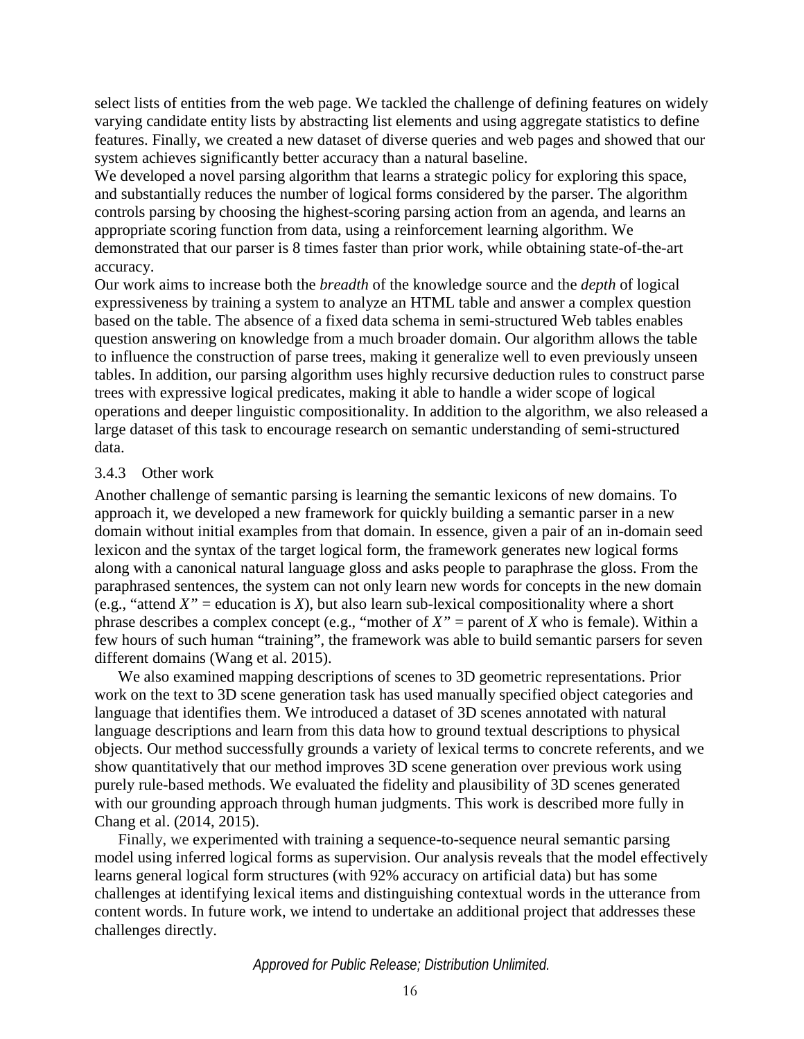select lists of entities from the web page. We tackled the challenge of defining features on widely varying candidate entity lists by abstracting list elements and using aggregate statistics to define features. Finally, we created a new dataset of diverse queries and web pages and showed that our system achieves significantly better accuracy than a natural baseline.

We developed a novel parsing algorithm that learns a strategic policy for exploring this space, and substantially reduces the number of logical forms considered by the parser. The algorithm controls parsing by choosing the highest-scoring parsing action from an agenda, and learns an appropriate scoring function from data, using a reinforcement learning algorithm. We demonstrated that our parser is 8 times faster than prior work, while obtaining state-of-the-art accuracy.

Our work aims to increase both the *breadth* of the knowledge source and the *depth* of logical expressiveness by training a system to analyze an HTML table and answer a complex question based on the table. The absence of a fixed data schema in semi-structured Web tables enables question answering on knowledge from a much broader domain. Our algorithm allows the table to influence the construction of parse trees, making it generalize well to even previously unseen tables. In addition, our parsing algorithm uses highly recursive deduction rules to construct parse trees with expressive logical predicates, making it able to handle a wider scope of logical operations and deeper linguistic compositionality. In addition to the algorithm, we also released a large dataset of this task to encourage research on semantic understanding of semi-structured data.

### 3.4.3 Other work

Another challenge of semantic parsing is learning the semantic lexicons of new domains. To approach it, we developed a new framework for quickly building a semantic parser in a new domain without initial examples from that domain. In essence, given a pair of an in-domain seed lexicon and the syntax of the target logical form, the framework generates new logical forms along with a canonical natural language gloss and asks people to paraphrase the gloss. From the paraphrased sentences, the system can not only learn new words for concepts in the new domain (e.g., "attend *X*" = education is *X*), but also learn sub-lexical compositionality where a short phrase describes a complex concept (e.g., "mother of *X*" = parent of *X* who is female). Within a few hours of such human "training", the framework was able to build semantic parsers for seven different domains (Wang et al. 2015).

We also examined mapping descriptions of scenes to 3D geometric representations. Prior work on the text to 3D scene generation task has used manually specified object categories and language that identifies them. We introduced a dataset of 3D scenes annotated with natural language descriptions and learn from this data how to ground textual descriptions to physical objects. Our method successfully grounds a variety of lexical terms to concrete referents, and we show quantitatively that our method improves 3D scene generation over previous work using purely rule-based methods. We evaluated the fidelity and plausibility of 3D scenes generated with our grounding approach through human judgments. This work is described more fully in Chang et al. (2014, 2015).

Finally, we experimented with training a sequence-to-sequence neural semantic parsing model using inferred logical forms as supervision. Our analysis reveals that the model effectively learns general logical form structures (with 92% accuracy on artificial data) but has some challenges at identifying lexical items and distinguishing contextual words in the utterance from content words. In future work, we intend to undertake an additional project that addresses these challenges directly.

*Approved for Public Release; Distribution Unlimited.*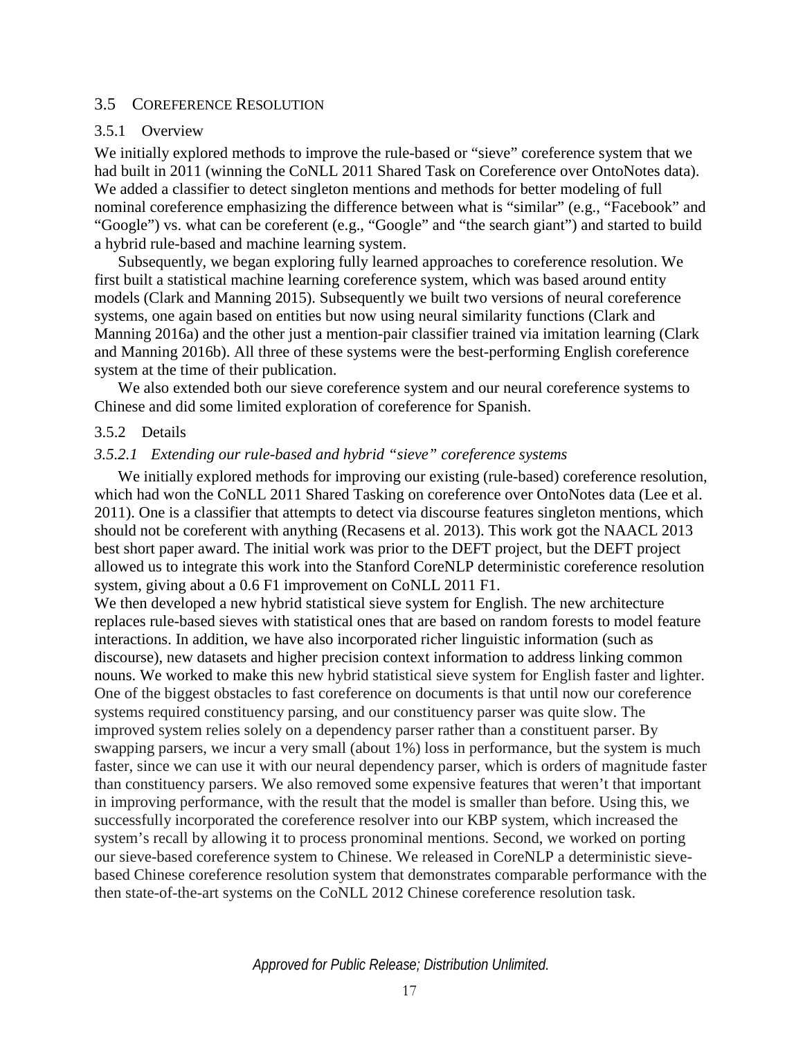## 3.5 Coreference Resolution

### 3.5.1 Overview

We initially explored methods to improve the rule-based or "sieve" coreference system that we had built in 2011 (winning the CoNLL 2011 Shared Task on Coreference over OntoNotes data). We added a classifier to detect singleton mentions and methods for better modeling of full nominal coreference emphasizing the difference between what is "similar" (e.g., "Facebook" and "Google") vs. what can be coreferent (e.g., "Google" and "the search giant") and started to build a hybrid rule-based and machine learning system.

Subsequently, we began exploring fully learned approaches to coreference resolution. We first built a statistical machine learning coreference system, which was based around entity models (Clark and Manning 2015). Subsequently we built two versions of neural coreference systems, one again based on entities but now using neural similarity functions (Clark and Manning 2016a) and the other just a mention-pair classifier trained via imitation learning (Clark and Manning 2016b). All three of these systems were the best-performing English coreference system at the time of their publication.

We also extended both our sieve coreference system and our neural coreference systems to Chinese and did some limited exploration of coreference for Spanish.

### 3.5.2 Details

#### *3.5.2.1 Extending our rule-based and hybrid "sieve" coreference systems*

We initially explored methods for improving our existing (rule-based) coreference resolution, which had won the CoNLL 2011 Shared Tasking on coreference over OntoNotes data (Lee et al. 2011). One is a classifier that attempts to detect via discourse features singleton mentions, which should not be coreferent with anything (Recasens et al. 2013). This work got the NAACL 2013 best short paper award. The initial work was prior to the DEFT project, but the DEFT project allowed us to integrate this work into the Stanford CoreNLP deterministic coreference resolution system, giving about a 0.6 F1 improvement on CoNLL 2011 F1.

We then developed a new hybrid statistical sieve system for English. The new architecture replaces rule-based sieves with statistical ones that are based on random forests to model feature interactions. In addition, we have also incorporated richer linguistic information (such as discourse), new datasets and higher precision context information to address linking common nouns. We worked to make this new hybrid statistical sieve system for English faster and lighter. One of the biggest obstacles to fast coreference on documents is that until now our coreference systems required constituency parsing, and our constituency parser was quite slow. The improved system relies solely on a dependency parser rather than a constituent parser. By swapping parsers, we incur a very small (about 1%) loss in performance, but the system is much faster, since we can use it with our neural dependency parser, which is orders of magnitude faster than constituency parsers. We also removed some expensive features that weren't that important in improving performance, with the result that the model is smaller than before. Using this, we successfully incorporated the coreference resolver into our KBP system, which increased the system's recall by allowing it to process pronominal mentions. Second, we worked on porting our sieve-based coreference system to Chinese. We released in CoreNLP a deterministic sieve-based Chinese coreference resolution system that demonstrates comparable performance with the then state-of-the-art systems on the CoNLL 2012 Chinese coreference resolution task.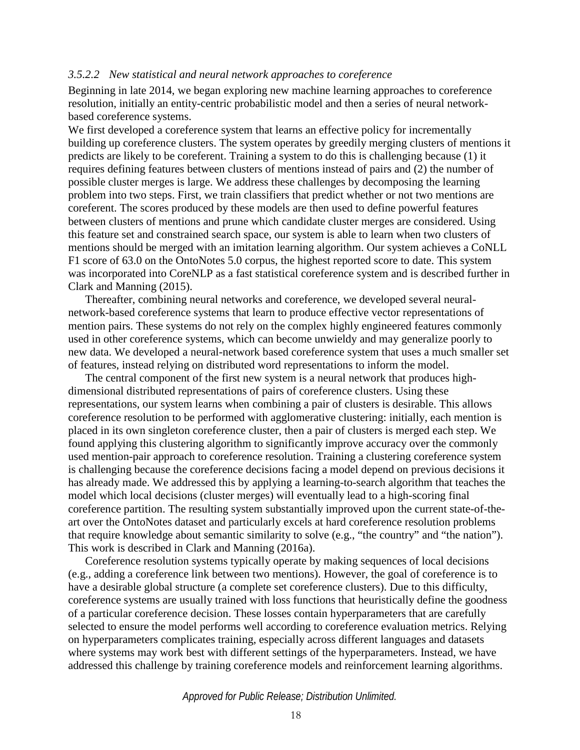#### *3.5.2.2 New statistical and neural network approaches to coreference*

Beginning in late 2014, we began exploring new machine learning approaches to coreference resolution, initially an entity-centric probabilistic model and then a series of neural network-based coreference systems.

We first developed a coreference system that learns an effective policy for incrementally building up coreference clusters. The system operates by greedily merging clusters of mentions it predicts are likely to be coreferent. Training a system to do this is challenging because (1) it requires defining features between clusters of mentions instead of pairs and (2) the number of possible cluster merges is large. We address these challenges by decomposing the learning problem into two steps. First, we train classifiers that predict whether or not two mentions are coreferent. The scores produced by these models are then used to define powerful features between clusters of mentions and prune which candidate cluster merges are considered. Using this feature set and constrained search space, our system is able to learn when two clusters of mentions should be merged with an imitation learning algorithm. Our system achieves a CoNLL F1 score of 63.0 on the OntoNotes 5.0 corpus, the highest reported score to date. This system was incorporated into CoreNLP as a fast statistical coreference system and is described further in Clark and Manning (2015).

Thereafter, combining neural networks and coreference, we developed several neural-network-based coreference systems that learn to produce effective vector representations of mention pairs. These systems do not rely on the complex highly engineered features commonly used in other coreference systems, which can become unwieldy and may generalize poorly to new data. We developed a neural-network based coreference system that uses a much smaller set of features, instead relying on distributed word representations to inform the model.

The central component of the first new system is a neural network that produces high-dimensional distributed representations of pairs of coreference clusters. Using these representations, our system learns when combining a pair of clusters is desirable. This allows coreference resolution to be performed with agglomerative clustering: initially, each mention is placed in its own singleton coreference cluster, then a pair of clusters is merged each step. We found applying this clustering algorithm to significantly improve accuracy over the commonly used mention-pair approach to coreference resolution. Training a clustering coreference system is challenging because the coreference decisions facing a model depend on previous decisions it has already made. We addressed this by applying a learning-to-search algorithm that teaches the model which local decisions (cluster merges) will eventually lead to a high-scoring final coreference partition. The resulting system substantially improved upon the current state-of-the-art over the OntoNotes dataset and particularly excels at hard coreference resolution problems that require knowledge about semantic similarity to solve (e.g., "the country" and "the nation"). This work is described in Clark and Manning (2016a).

Coreference resolution systems typically operate by making sequences of local decisions (e.g., adding a coreference link between two mentions). However, the goal of coreference is to have a desirable global structure (a complete set coreference clusters). Due to this difficulty, coreference systems are usually trained with loss functions that heuristically define the goodness of a particular coreference decision. These losses contain hyperparameters that are carefully selected to ensure the model performs well according to coreference evaluation metrics. Relying on hyperparameters complicates training, especially across different languages and datasets where systems may work best with different settings of the hyperparameters. Instead, we have addressed this challenge by training coreference models and reinforcement learning algorithms.

*Approved for Public Release; Distribution Unlimited.*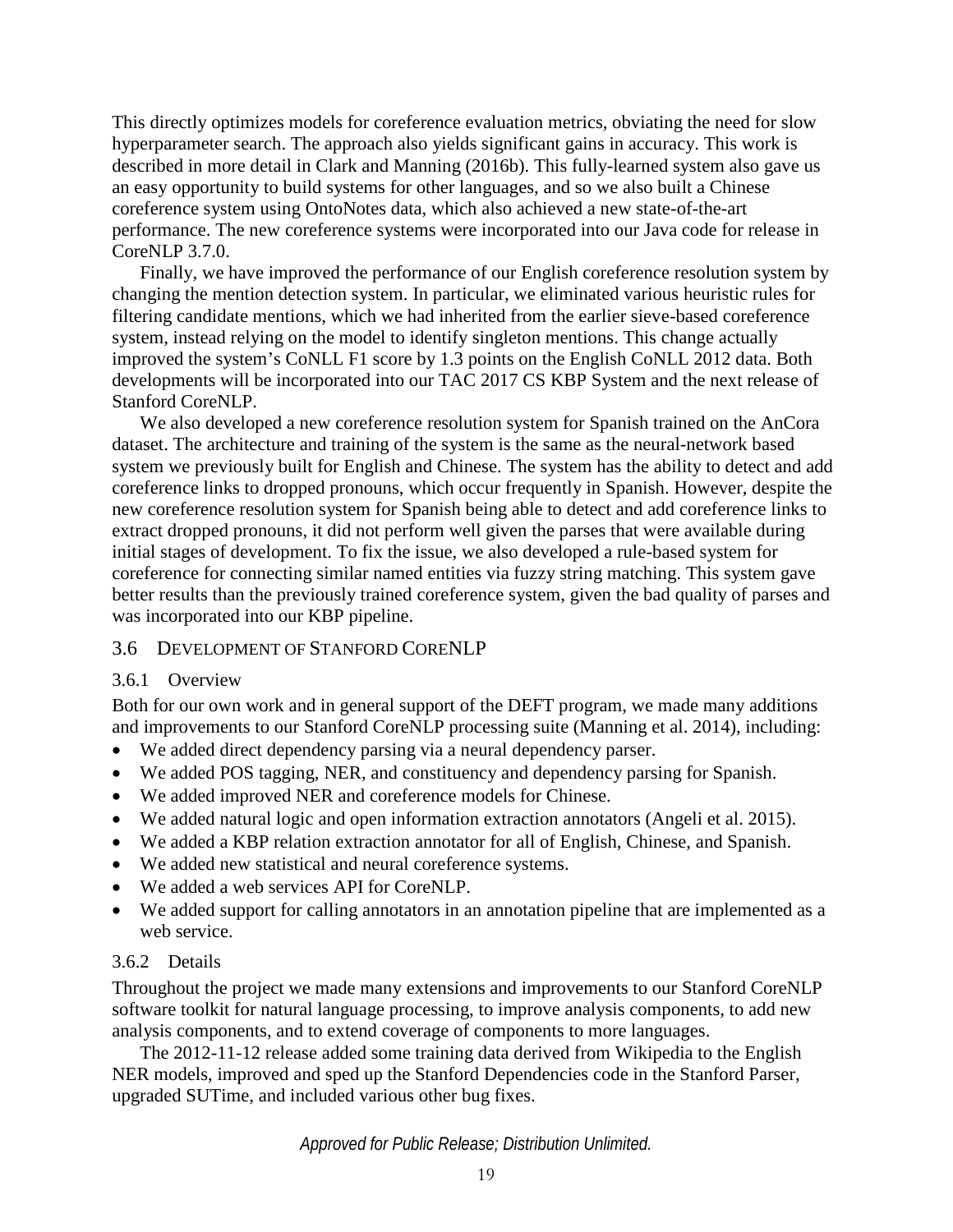This directly optimizes models for coreference evaluation metrics, obviating the need for slow hyperparameter search. The approach also yields significant gains in accuracy. This work is described in more detail in Clark and Manning (2016b). This fully-learned system also gave us an easy opportunity to build systems for other languages, and so we also built a Chinese coreference system using OntoNotes data, which also achieved a new state-of-the-art performance. The new coreference systems were incorporated into our Java code for release in CoreNLP 3.7.0.

Finally, we have improved the performance of our English coreference resolution system by changing the mention detection system. In particular, we eliminated various heuristic rules for filtering candidate mentions, which we had inherited from the earlier sieve-based coreference system, instead relying on the model to identify singleton mentions. This change actually improved the system's CoNLL F1 score by 1.3 points on the English CoNLL 2012 data. Both developments will be incorporated into our TAC 2017 CS KBP System and the next release of Stanford CoreNLP.

We also developed a new coreference resolution system for Spanish trained on the AnCora dataset. The architecture and training of the system is the same as the neural-network based system we previously built for English and Chinese. The system has the ability to detect and add coreference links to dropped pronouns, which occur frequently in Spanish. However, despite the new coreference resolution system for Spanish being able to detect and add coreference links to extract dropped pronouns, it did not perform well given the parses that were available during initial stages of development. To fix the issue, we also developed a rule-based system for coreference for connecting similar named entities via fuzzy string matching. This system gave better results than the previously trained coreference system, given the bad quality of parses and was incorporated into our KBP pipeline.

## 3.6 Development of Stanford CoreNLP

### 3.6.1 Overview

Both for our own work and in general support of the DEFT program, we made many additions and improvements to our Stanford CoreNLP processing suite (Manning et al. 2014), including:

- We added direct dependency parsing via a neural dependency parser.
- We added POS tagging, NER, and constituency and dependency parsing for Spanish.
- We added improved NER and coreference models for Chinese.
- We added natural logic and open information extraction annotators (Angeli et al. 2015).
- We added a KBP relation extraction annotator for all of English, Chinese, and Spanish.
- We added new statistical and neural coreference systems.
- We added a web services API for CoreNLP.
- We added support for calling annotators in an annotation pipeline that are implemented as a web service.

### 3.6.2 Details

Throughout the project we made many extensions and improvements to our Stanford CoreNLP software toolkit for natural language processing, to improve analysis components, to add new analysis components, and to extend coverage of components to more languages.

The 2012-11-12 release added some training data derived from Wikipedia to the English NER models, improved and sped up the Stanford Dependencies code in the Stanford Parser, upgraded SUTime, and included various other bug fixes.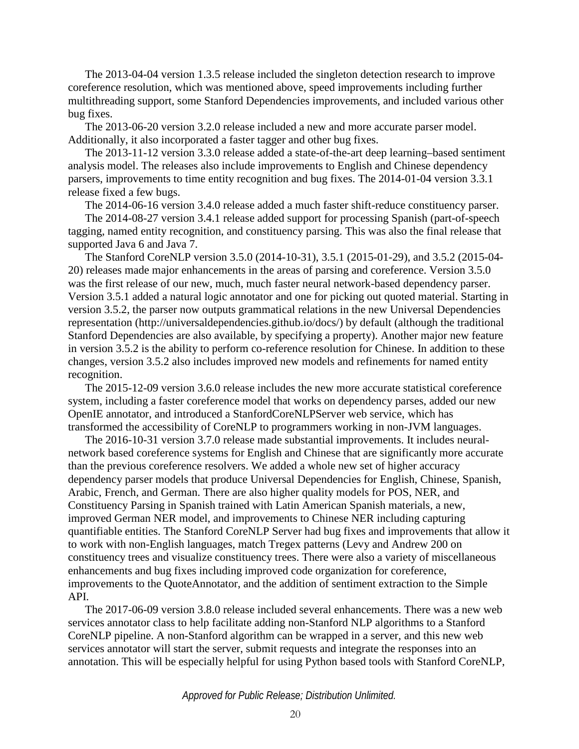The 2013-04-04 version 1.3.5 release included the singleton detection research to improve coreference resolution, which was mentioned above, speed improvements including further multithreading support, some Stanford Dependencies improvements, and included various other bug fixes.

The 2013-06-20 version 3.2.0 release included a new and more accurate parser model. Additionally, it also incorporated a faster tagger and other bug fixes.

The 2013-11-12 version 3.3.0 release added a state-of-the-art deep learning–based sentiment analysis model. The releases also include improvements to English and Chinese dependency parsers, improvements to time entity recognition and bug fixes. The 2014-01-04 version 3.3.1 release fixed a few bugs.

The 2014-06-16 version 3.4.0 release added a much faster shift-reduce constituency parser.

The 2014-08-27 version 3.4.1 release added support for processing Spanish (part-of-speech tagging, named entity recognition, and constituency parsing. This was also the final release that supported Java 6 and Java 7.

The Stanford CoreNLP version 3.5.0 (2014-10-31), 3.5.1 (2015-01-29), and 3.5.2 (2015-04-20) releases made major enhancements in the areas of parsing and coreference. Version 3.5.0 was the first release of our new, much, much faster neural network-based dependency parser. Version 3.5.1 added a natural logic annotator and one for picking out quoted material. Starting in version 3.5.2, the parser now outputs grammatical relations in the new Universal Dependencies representation (http://universaldependencies.github.io/docs/) by default (although the traditional Stanford Dependencies are also available, by specifying a property). Another major new feature in version 3.5.2 is the ability to perform co-reference resolution for Chinese. In addition to these changes, version 3.5.2 also includes improved new models and refinements for named entity recognition.

The 2015-12-09 version 3.6.0 release includes the new more accurate statistical coreference system, including a faster coreference model that works on dependency parses, added our new OpenIE annotator, and introduced a StanfordCoreNLPServer web service, which has transformed the accessibility of CoreNLP to programmers working in non-JVM languages.

The 2016-10-31 version 3.7.0 release made substantial improvements. It includes neural-network based coreference systems for English and Chinese that are significantly more accurate than the previous coreference resolvers. We added a whole new set of higher accuracy dependency parser models that produce Universal Dependencies for English, Chinese, Spanish, Arabic, French, and German. There are also higher quality models for POS, NER, and Constituency Parsing in Spanish trained with Latin American Spanish materials, a new, improved German NER model, and improvements to Chinese NER including capturing quantifiable entities. The Stanford CoreNLP Server had bug fixes and improvements that allow it to work with non-English languages, match Tregex patterns (Levy and Andrew 200 on constituency trees and visualize constituency trees. There were also a variety of miscellaneous enhancements and bug fixes including improved code organization for coreference, improvements to the QuoteAnnotator, and the addition of sentiment extraction to the Simple API.

The 2017-06-09 version 3.8.0 release included several enhancements. There was a new web services annotator class to help facilitate adding non-Stanford NLP algorithms to a Stanford CoreNLP pipeline. A non-Stanford algorithm can be wrapped in a server, and this new web services annotator will start the server, submit requests and integrate the responses into an annotation. This will be especially helpful for using Python based tools with Stanford CoreNLP,

*Approved for Public Release; Distribution Unlimited.*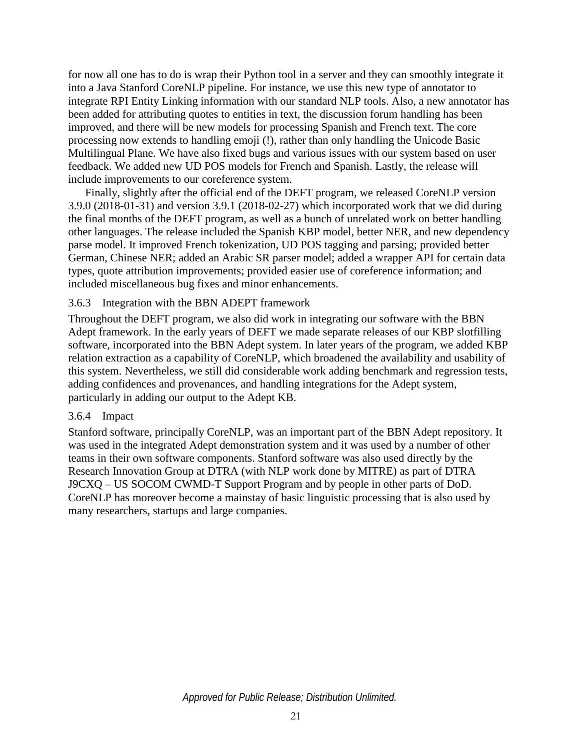for now all one has to do is wrap their Python tool in a server and they can smoothly integrate it into a Java Stanford CoreNLP pipeline. For instance, we use this new type of annotator to integrate RPI Entity Linking information with our standard NLP tools. Also, a new annotator has been added for attributing quotes to entities in text, the discussion forum handling has been improved, and there will be new models for processing Spanish and French text. The core processing now extends to handling emoji (!), rather than only handling the Unicode Basic Multilingual Plane. We have also fixed bugs and various issues with our system based on user feedback. We added new UD POS models for French and Spanish. Lastly, the release will include improvements to our coreference system.

Finally, slightly after the official end of the DEFT program, we released CoreNLP version 3.9.0 (2018-01-31) and version 3.9.1 (2018-02-27) which incorporated work that we did during the final months of the DEFT program, as well as a bunch of unrelated work on better handling other languages. The release included the Spanish KBP model, better NER, and new dependency parse model. It improved French tokenization, UD POS tagging and parsing; provided better German, Chinese NER; added an Arabic SR parser model; added a wrapper API for certain data types, quote attribution improvements; provided easier use of coreference information; and included miscellaneous bug fixes and minor enhancements.

### 3.6.3 Integration with the BBN ADEPT framework

Throughout the DEFT program, we also did work in integrating our software with the BBN Adept framework. In the early years of DEFT we made separate releases of our KBP slotfilling software, incorporated into the BBN Adept system. In later years of the program, we added KBP relation extraction as a capability of CoreNLP, which broadened the availability and usability of this system. Nevertheless, we still did considerable work adding benchmark and regression tests, adding confidences and provenances, and handling integrations for the Adept system, particularly in adding our output to the Adept KB.

### 3.6.4 Impact

Stanford software, principally CoreNLP, was an important part of the BBN Adept repository. It was used in the integrated Adept demonstration system and it was used by a number of other teams in their own software components. Stanford software was also used directly by the Research Innovation Group at DTRA (with NLP work done by MITRE) as part of DTRA J9CXQ – US SOCOM CWMD-T Support Program and by people in other parts of DoD. CoreNLP has moreover become a mainstay of basic linguistic processing that is also used by many researchers, startups and large companies.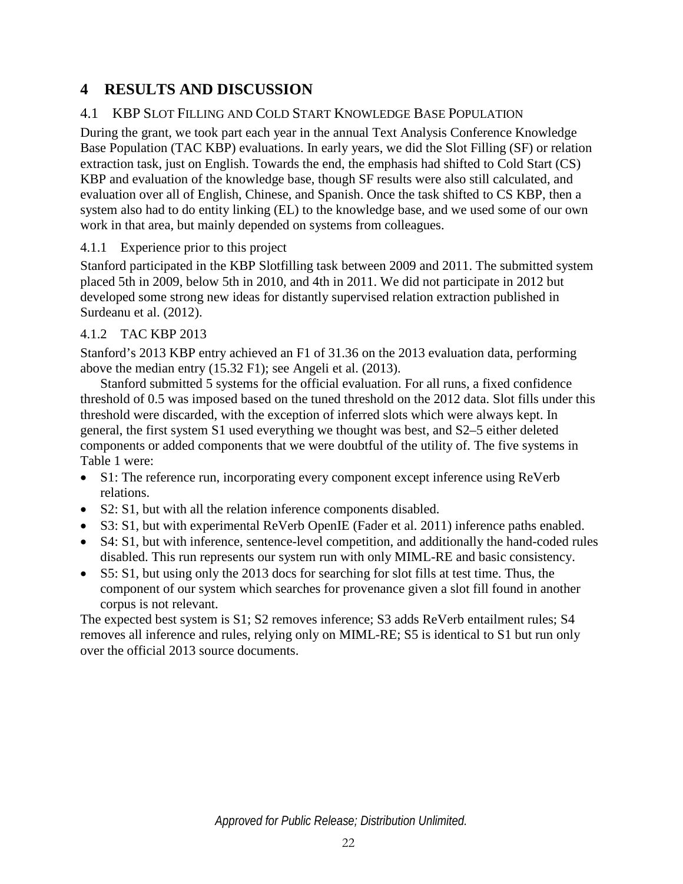# 4 RESULTS AND DISCUSSION

## 4.1 KBP SLOT FILLING AND COLD START KNOWLEDGE BASE POPULATION

During the grant, we took part each year in the annual Text Analysis Conference Knowledge Base Population (TAC KBP) evaluations. In early years, we did the Slot Filling (SF) or relation extraction task, just on English. Towards the end, the emphasis had shifted to Cold Start (CS) KBP and evaluation of the knowledge base, though SF results were also still calculated, and evaluation over all of English, Chinese, and Spanish. Once the task shifted to CS KBP, then a system also had to do entity linking (EL) to the knowledge base, and we used some of our own work in that area, but mainly depended on systems from colleagues.

### 4.1.1 Experience prior to this project

Stanford participated in the KBP Slotfilling task between 2009 and 2011. The submitted system placed 5th in 2009, below 5th in 2010, and 4th in 2011. We did not participate in 2012 but developed some strong new ideas for distantly supervised relation extraction published in Surdeanu et al. (2012).

### 4.1.2 TAC KBP 2013

Stanford's 2013 KBP entry achieved an F1 of 31.36 on the 2013 evaluation data, performing above the median entry (15.32 F1); see Angeli et al. (2013).

Stanford submitted 5 systems for the official evaluation. For all runs, a fixed confidence threshold of 0.5 was imposed based on the tuned threshold on the 2012 data. Slot fills under this threshold were discarded, with the exception of inferred slots which were always kept. In general, the first system S1 used everything we thought was best, and S2–5 either deleted components or added components that we were doubtful of the utility of. The five systems in Table 1 were:

- S1: The reference run, incorporating every component except inference using ReVerb relations.
- S2: S1, but with all the relation inference components disabled.
- S3: S1, but with experimental ReVerb OpenIE (Fader et al. 2011) inference paths enabled.
- S4: S1, but with inference, sentence-level competition, and additionally the hand-coded rules disabled. This run represents our system run with only MIML-RE and basic consistency.
- S5: S1, but using only the 2013 docs for searching for slot fills at test time. Thus, the component of our system which searches for provenance given a slot fill found in another corpus is not relevant.

The expected best system is S1; S2 removes inference; S3 adds ReVerb entailment rules; S4 removes all inference and rules, relying only on MIML-RE; S5 is identical to S1 but run only over the official 2013 source documents.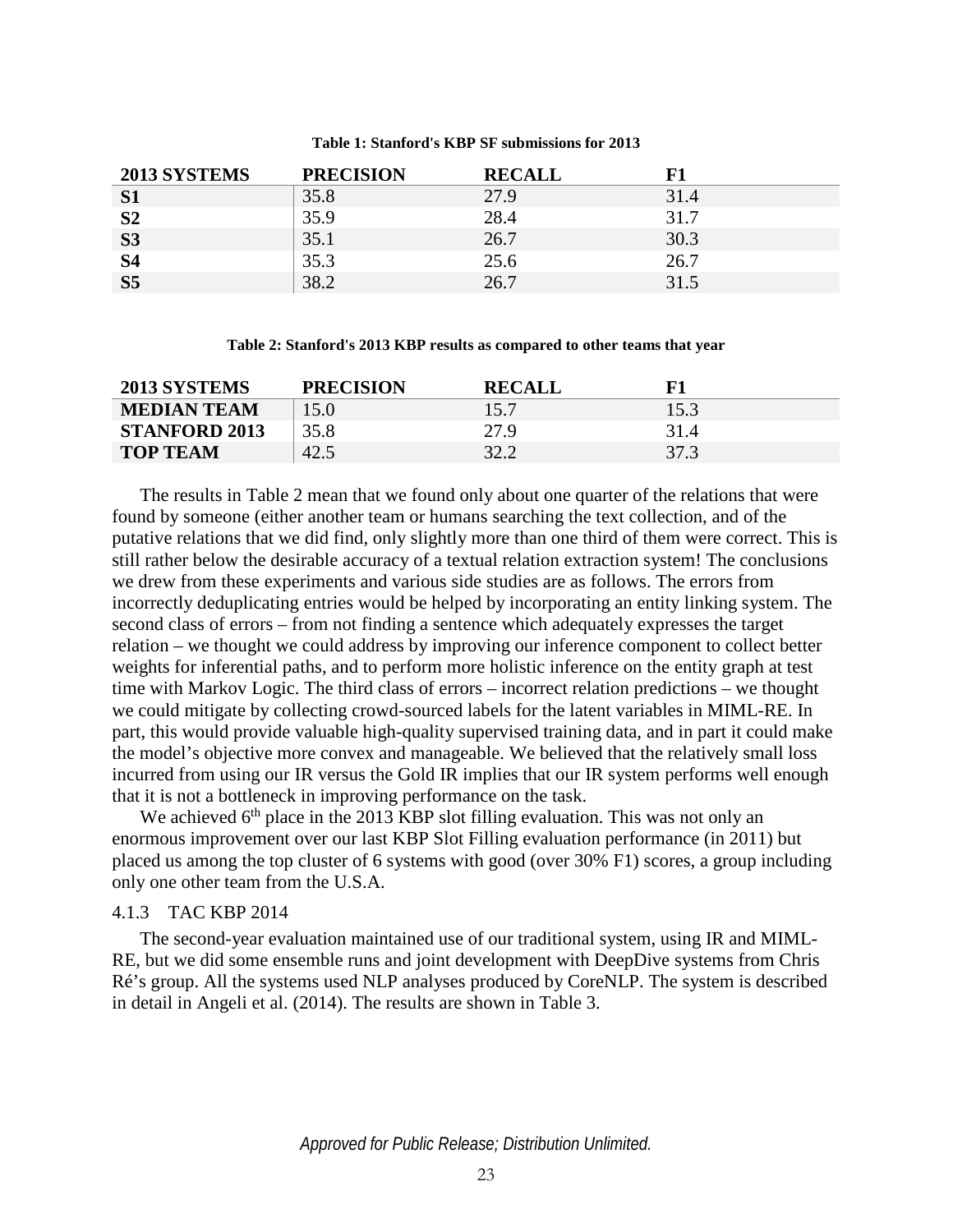**Table 1: Stanford's KBP SF submissions for 2013**

| 2013 SYSTEMS | PRECISION | RECALL | F1 |
|---|---|---|---|
| **S1** | 35.8 | 27.9 | 31.4 |
| **S2** | 35.9 | 28.4 | 31.7 |
| **S3** | 35.1 | 26.7 | 30.3 |
| **S4** | 35.3 | 25.6 | 26.7 |
| **S5** | 38.2 | 26.7 | 31.5 |

**Table 2: Stanford's 2013 KBP results as compared to other teams that year**

| 2013 SYSTEMS | PRECISION | RECALL | F1 |
|---|---|---|---|
| **MEDIAN TEAM** | 15.0 | 15.7 | 15.3 |
| **STANFORD 2013** | 35.8 | 27.9 | 31.4 |
| **TOP TEAM** | 42.5 | 32.2 | 37.3 |

The results in Table 2 mean that we found only about one quarter of the relations that were found by someone (either another team or humans searching the text collection, and of the putative relations that we did find, only slightly more than one third of them were correct. This is still rather below the desirable accuracy of a textual relation extraction system! The conclusions we drew from these experiments and various side studies are as follows. The errors from incorrectly deduplicating entries would be helped by incorporating an entity linking system. The second class of errors – from not finding a sentence which adequately expresses the target relation – we thought we could address by improving our inference component to collect better weights for inferential paths, and to perform more holistic inference on the entity graph at test time with Markov Logic. The third class of errors – incorrect relation predictions – we thought we could mitigate by collecting crowd-sourced labels for the latent variables in MIML-RE. In part, this would provide valuable high-quality supervised training data, and in part it could make the model's objective more convex and manageable. We believed that the relatively small loss incurred from using our IR versus the Gold IR implies that our IR system performs well enough that it is not a bottleneck in improving performance on the task.

We achieved 6th place in the 2013 KBP slot filling evaluation. This was not only an enormous improvement over our last KBP Slot Filling evaluation performance (in 2011) but placed us among the top cluster of 6 systems with good (over 30% F1) scores, a group including only one other team from the U.S.A.

#### 4.1.3 TAC KBP 2014

The second-year evaluation maintained use of our traditional system, using IR and MIML-RE, but we did some ensemble runs and joint development with DeepDive systems from Chris Ré's group. All the systems used NLP analyses produced by CoreNLP. The system is described in detail in Angeli et al. (2014). The results are shown in Table 3.

*Approved for Public Release; Distribution Unlimited.*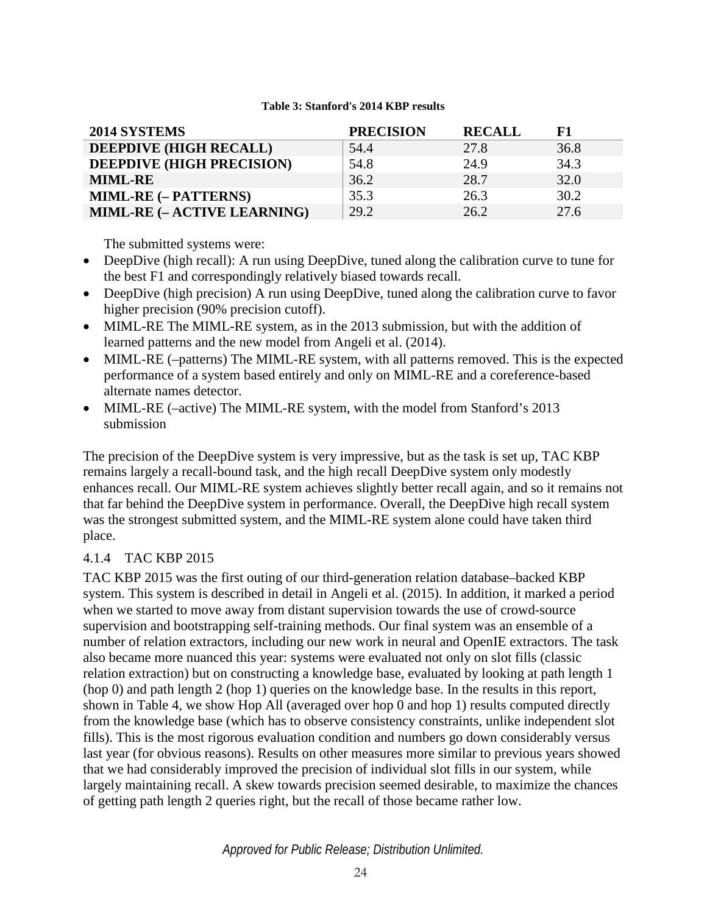**Table 3: Stanford's 2014 KBP results**

| 2014 SYSTEMS | PRECISION | RECALL | F1 |
|---|---|---|---|
| **DEEPDIVE (HIGH RECALL)** | 54.4 | 27.8 | 36.8 |
| **DEEPDIVE (HIGH PRECISION)** | 54.8 | 24.9 | 34.3 |
| **MIML-RE** | 36.2 | 28.7 | 32.0 |
| **MIML-RE (– PATTERNS)** | 35.3 | 26.3 | 30.2 |
| **MIML-RE (– ACTIVE LEARNING)** | 29.2 | 26.2 | 27.6 |

The submitted systems were:

- DeepDive (high recall): A run using DeepDive, tuned along the calibration curve to tune for the best F1 and correspondingly relatively biased towards recall.
- DeepDive (high precision) A run using DeepDive, tuned along the calibration curve to favor higher precision (90% precision cutoff).
- MIML-RE The MIML-RE system, as in the 2013 submission, but with the addition of learned patterns and the new model from Angeli et al. (2014).
- MIML-RE (–patterns) The MIML-RE system, with all patterns removed. This is the expected performance of a system based entirely and only on MIML-RE and a coreference-based alternate names detector.
- MIML-RE (–active) The MIML-RE system, with the model from Stanford's 2013 submission

The precision of the DeepDive system is very impressive, but as the task is set up, TAC KBP remains largely a recall-bound task, and the high recall DeepDive system only modestly enhances recall. Our MIML-RE system achieves slightly better recall again, and so it remains not that far behind the DeepDive system in performance. Overall, the DeepDive high recall system was the strongest submitted system, and the MIML-RE system alone could have taken third place.

#### 4.1.4 TAC KBP 2015

TAC KBP 2015 was the first outing of our third-generation relation database–backed KBP system. This system is described in detail in Angeli et al. (2015). In addition, it marked a period when we started to move away from distant supervision towards the use of crowd-source supervision and bootstrapping self-training methods. Our final system was an ensemble of a number of relation extractors, including our new work in neural and OpenIE extractors. The task also became more nuanced this year: systems were evaluated not only on slot fills (classic relation extraction) but on constructing a knowledge base, evaluated by looking at path length 1 (hop 0) and path length 2 (hop 1) queries on the knowledge base. In the results in this report, shown in Table 4, we show Hop All (averaged over hop 0 and hop 1) results computed directly from the knowledge base (which has to observe consistency constraints, unlike independent slot fills). This is the most rigorous evaluation condition and numbers go down considerably versus last year (for obvious reasons). Results on other measures more similar to previous years showed that we had considerably improved the precision of individual slot fills in our system, while largely maintaining recall. A skew towards precision seemed desirable, to maximize the chances of getting path length 2 queries right, but the recall of those became rather low.

*Approved for Public Release; Distribution Unlimited.*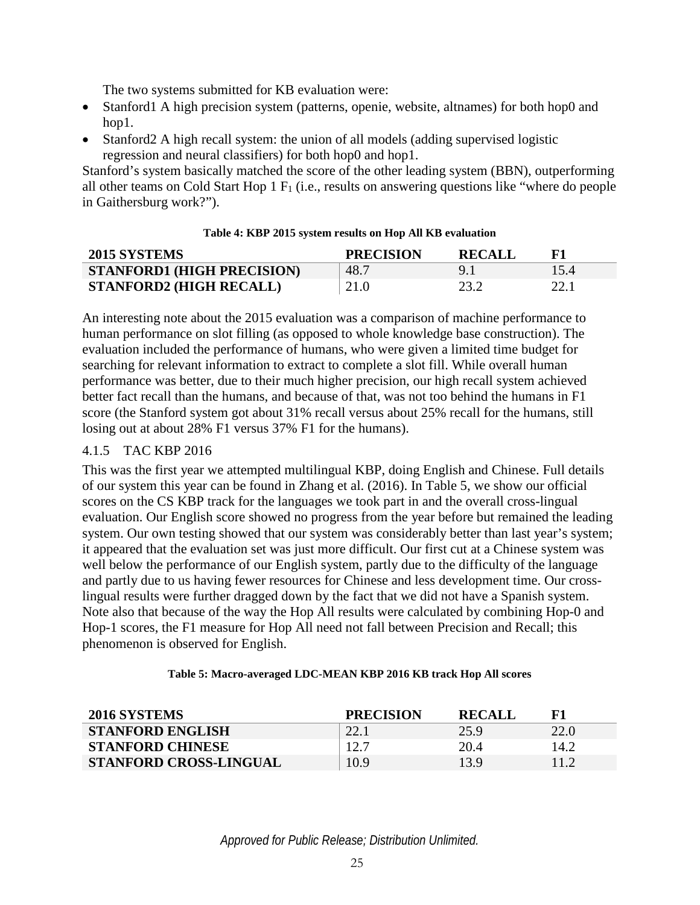The two systems submitted for KB evaluation were:

- Stanford1 A high precision system (patterns, openie, website, altnames) for both hop0 and hop1.
- Stanford2 A high recall system: the union of all models (adding supervised logistic regression and neural classifiers) for both hop0 and hop1.

Stanford's system basically matched the score of the other leading system (BBN), outperforming all other teams on Cold Start Hop 1 $F_1$ (i.e., results on answering questions like "where do people in Gaithersburg work?").

**Table 4: KBP 2015 system results on Hop All KB evaluation**

| 2015 SYSTEMS | PRECISION | RECALL | F1 |
|---|---|---|---|
| STANFORD1 (HIGH PRECISION) | 48.7 | 9.1 | 15.4 |
| STANFORD2 (HIGH RECALL) | 21.0 | 23.2 | 22.1 |

An interesting note about the 2015 evaluation was a comparison of machine performance to human performance on slot filling (as opposed to whole knowledge base construction). The evaluation included the performance of humans, who were given a limited time budget for searching for relevant information to extract to complete a slot fill. While overall human performance was better, due to their much higher precision, our high recall system achieved better fact recall than the humans, and because of that, was not too behind the humans in F1 score (the Stanford system got about 31% recall versus about 25% recall for the humans, still losing out at about 28% F1 versus 37% F1 for the humans).

### 4.1.5 TAC KBP 2016

This was the first year we attempted multilingual KBP, doing English and Chinese. Full details of our system this year can be found in Zhang et al. (2016). In Table 5, we show our official scores on the CS KBP track for the languages we took part in and the overall cross-lingual evaluation. Our English score showed no progress from the year before but remained the leading system. Our own testing showed that our system was considerably better than last year's system; it appeared that the evaluation set was just more difficult. Our first cut at a Chinese system was well below the performance of our English system, partly due to the difficulty of the language and partly due to us having fewer resources for Chinese and less development time. Our cross-lingual results were further dragged down by the fact that we did not have a Spanish system. Note also that because of the way the Hop All results were calculated by combining Hop-0 and Hop-1 scores, the F1 measure for Hop All need not fall between Precision and Recall; this phenomenon is observed for English.

**Table 5: Macro-averaged LDC-MEAN KBP 2016 KB track Hop All scores**

| 2016 SYSTEMS | PRECISION | RECALL | F1 |
|---|---|---|---|
| STANFORD ENGLISH | 22.1 | 25.9 | 22.0 |
| STANFORD CHINESE | 12.7 | 20.4 | 14.2 |
| STANFORD CROSS-LINGUAL | 10.9 | 13.9 | 11.2 |

*Approved for Public Release; Distribution Unlimited.*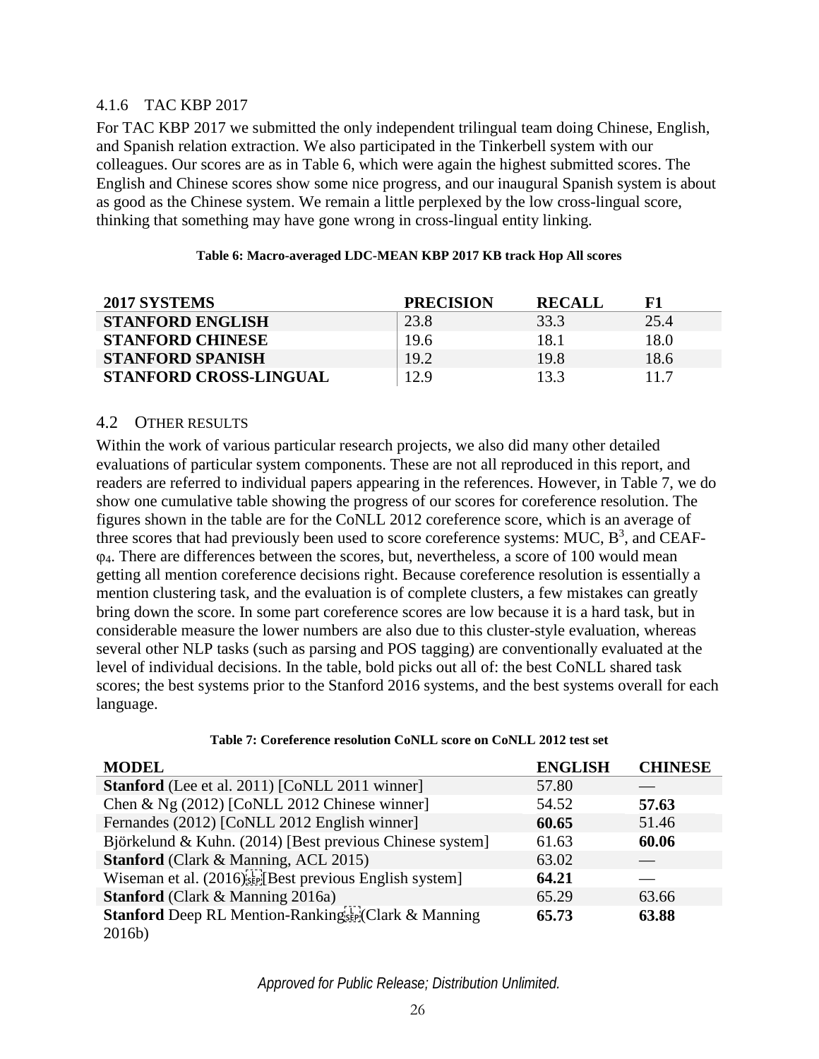### 4.1.6 TAC KBP 2017

For TAC KBP 2017 we submitted the only independent trilingual team doing Chinese, English, and Spanish relation extraction. We also participated in the Tinkerbell system with our colleagues. Our scores are as in Table 6, which were again the highest submitted scores. The English and Chinese scores show some nice progress, and our inaugural Spanish system is about as good as the Chinese system. We remain a little perplexed by the low cross-lingual score, thinking that something may have gone wrong in cross-lingual entity linking.

**Table 6: Macro-averaged LDC-MEAN KBP 2017 KB track Hop All scores**

| 2017 SYSTEMS | PRECISION | RECALL | F1 |
|---|---|---|---|
| **STANFORD ENGLISH** | 23.8 | 33.3 | 25.4 |
| **STANFORD CHINESE** | 19.6 | 18.1 | 18.0 |
| **STANFORD SPANISH** | 19.2 | 19.8 | 18.6 |
| **STANFORD CROSS-LINGUAL** | 12.9 | 13.3 | 11.7 |

## 4.2 OTHER RESULTS

Within the work of various particular research projects, we also did many other detailed evaluations of particular system components. These are not all reproduced in this report, and readers are referred to individual papers appearing in the references. However, in Table 7, we do show one cumulative table showing the progress of our scores for coreference resolution. The figures shown in the table are for the CoNLL 2012 coreference score, which is an average of three scores that had previously been used to score coreference systems: MUC, $B^3$, and CEAF-$\varphi_4$. There are differences between the scores, but, nevertheless, a score of 100 would mean getting all mention coreference decisions right. Because coreference resolution is essentially a mention clustering task, and the evaluation is of complete clusters, a few mistakes can greatly bring down the score. In some part coreference scores are low because it is a hard task, but in considerable measure the lower numbers are also due to this cluster-style evaluation, whereas several other NLP tasks (such as parsing and POS tagging) are conventionally evaluated at the level of individual decisions. In the table, bold picks out all of: the best CoNLL shared task scores; the best systems prior to the Stanford 2016 systems, and the best systems overall for each language.

**Table 7: Coreference resolution CoNLL score on CoNLL 2012 test set**

| MODEL | ENGLISH | CHINESE |
|---|---|---|
| **Stanford** (Lee et al. 2011) [CoNLL 2011 winner] | 57.80 | — |
| Chen & Ng (2012) [CoNLL 2012 Chinese winner] | 54.52 | **57.63** |
| Fernandes (2012) [CoNLL 2012 English winner] | **60.65** | 51.46 |
| Björkelund & Kuhn. (2014) [Best previous Chinese system] | 61.63 | **60.06** |
| **Stanford** (Clark & Manning, ACL 2015) | 63.02 | — |
| Wiseman et al. (2016) [Best previous English system] | **64.21** | — |
| **Stanford** (Clark & Manning 2016a) | 65.29 | 63.66 |
| **Stanford** Deep RL Mention-Ranking (Clark & Manning 2016b) | **65.73** | **63.88** |

*Approved for Public Release; Distribution Unlimited.*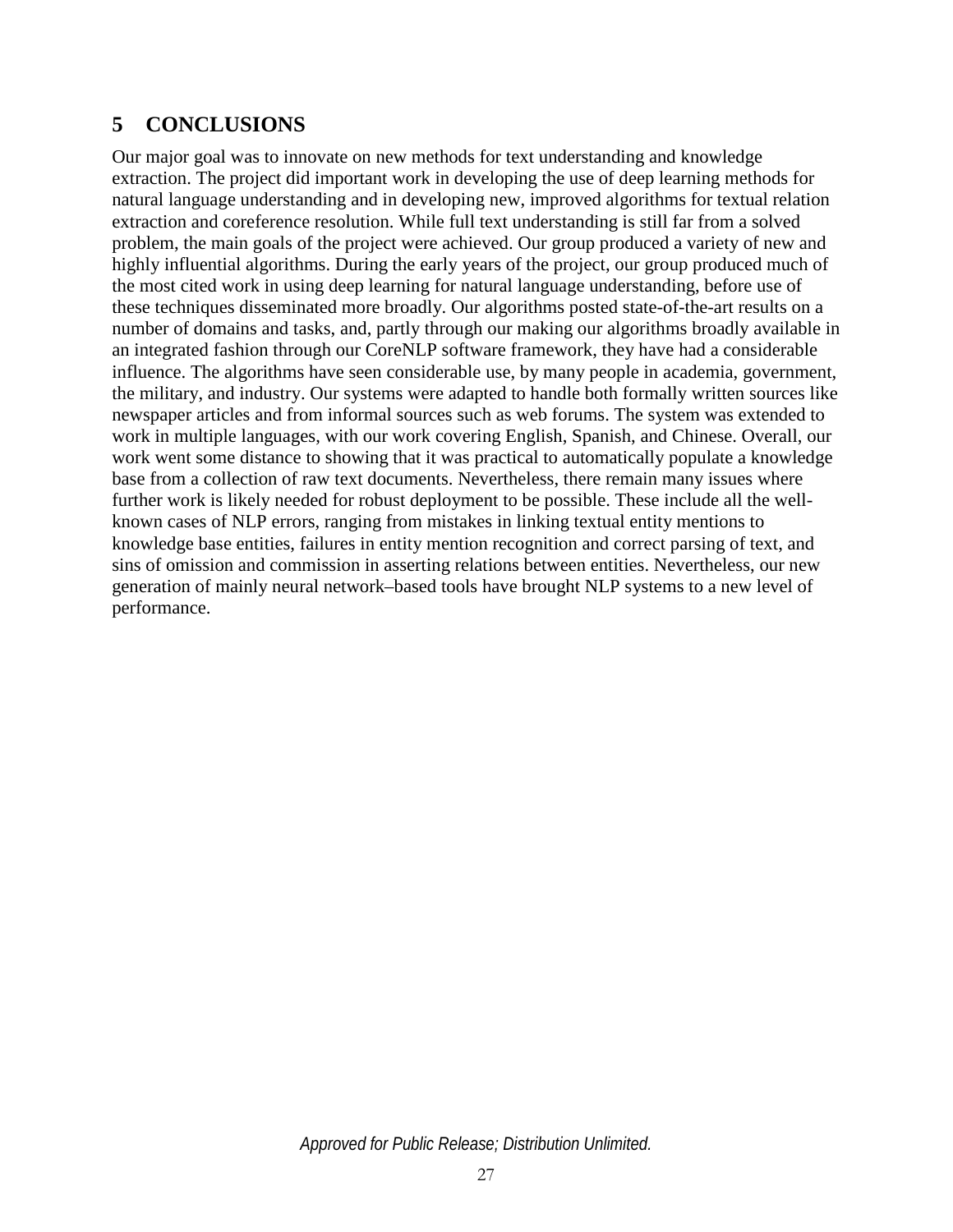## 5 CONCLUSIONS

Our major goal was to innovate on new methods for text understanding and knowledge extraction. The project did important work in developing the use of deep learning methods for natural language understanding and in developing new, improved algorithms for textual relation extraction and coreference resolution. While full text understanding is still far from a solved problem, the main goals of the project were achieved. Our group produced a variety of new and highly influential algorithms. During the early years of the project, our group produced much of the most cited work in using deep learning for natural language understanding, before use of these techniques disseminated more broadly. Our algorithms posted state-of-the-art results on a number of domains and tasks, and, partly through our making our algorithms broadly available in an integrated fashion through our CoreNLP software framework, they have had a considerable influence. The algorithms have seen considerable use, by many people in academia, government, the military, and industry. Our systems were adapted to handle both formally written sources like newspaper articles and from informal sources such as web forums. The system was extended to work in multiple languages, with our work covering English, Spanish, and Chinese. Overall, our work went some distance to showing that it was practical to automatically populate a knowledge base from a collection of raw text documents. Nevertheless, there remain many issues where further work is likely needed for robust deployment to be possible. These include all the well-known cases of NLP errors, ranging from mistakes in linking textual entity mentions to knowledge base entities, failures in entity mention recognition and correct parsing of text, and sins of omission and commission in asserting relations between entities. Nevertheless, our new generation of mainly neural network–based tools have brought NLP systems to a new level of performance.

*Approved for Public Release; Distribution Unlimited.*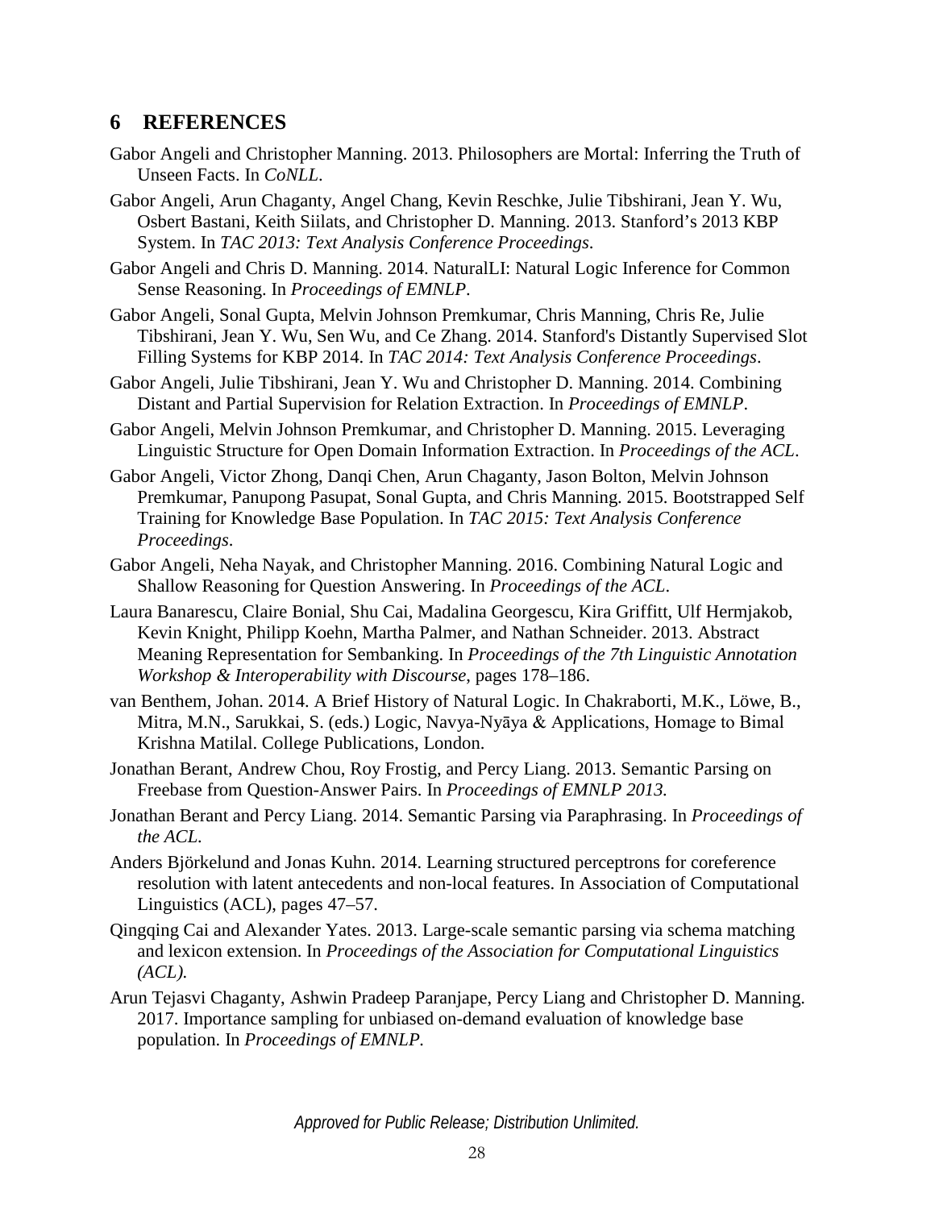# 6 REFERENCES

Gabor Angeli and Christopher Manning. 2013. Philosophers are Mortal: Inferring the Truth of Unseen Facts. In *CoNLL*.

Gabor Angeli, Arun Chaganty, Angel Chang, Kevin Reschke, Julie Tibshirani, Jean Y. Wu, Osbert Bastani, Keith Siilats, and Christopher D. Manning. 2013. Stanford's 2013 KBP System. In *TAC 2013: Text Analysis Conference Proceedings*.

Gabor Angeli and Chris D. Manning. 2014. NaturalLI: Natural Logic Inference for Common Sense Reasoning. In *Proceedings of EMNLP*.

Gabor Angeli, Sonal Gupta, Melvin Johnson Premkumar, Chris Manning, Chris Re, Julie Tibshirani, Jean Y. Wu, Sen Wu, and Ce Zhang. 2014. Stanford's Distantly Supervised Slot Filling Systems for KBP 2014. In *TAC 2014: Text Analysis Conference Proceedings*.

Gabor Angeli, Julie Tibshirani, Jean Y. Wu and Christopher D. Manning. 2014. Combining Distant and Partial Supervision for Relation Extraction. In *Proceedings of EMNLP*.

Gabor Angeli, Melvin Johnson Premkumar, and Christopher D. Manning. 2015. Leveraging Linguistic Structure for Open Domain Information Extraction. In *Proceedings of the ACL*.

Gabor Angeli, Victor Zhong, Danqi Chen, Arun Chaganty, Jason Bolton, Melvin Johnson Premkumar, Panupong Pasupat, Sonal Gupta, and Chris Manning. 2015. Bootstrapped Self Training for Knowledge Base Population. In *TAC 2015: Text Analysis Conference Proceedings*.

Gabor Angeli, Neha Nayak, and Christopher Manning. 2016. Combining Natural Logic and Shallow Reasoning for Question Answering. In *Proceedings of the ACL*.

Laura Banarescu, Claire Bonial, Shu Cai, Madalina Georgescu, Kira Griffitt, Ulf Hermjakob, Kevin Knight, Philipp Koehn, Martha Palmer, and Nathan Schneider. 2013. Abstract Meaning Representation for Sembanking. In *Proceedings of the 7th Linguistic Annotation Workshop & Interoperability with Discourse*, pages 178–186.

van Benthem, Johan. 2014. A Brief History of Natural Logic. In Chakraborti, M.K., Löwe, B., Mitra, M.N., Sarukkai, S. (eds.) Logic, Navya-Nyāya & Applications, Homage to Bimal Krishna Matilal. College Publications, London.

Jonathan Berant, Andrew Chou, Roy Frostig, and Percy Liang. 2013. Semantic Parsing on Freebase from Question-Answer Pairs. In *Proceedings of EMNLP 2013.*

Jonathan Berant and Percy Liang. 2014. Semantic Parsing via Paraphrasing. In *Proceedings of the ACL*.

Anders Björkelund and Jonas Kuhn. 2014. Learning structured perceptrons for coreference resolution with latent antecedents and non-local features. In Association of Computational Linguistics (ACL), pages 47–57.

Qingqing Cai and Alexander Yates. 2013. Large-scale semantic parsing via schema matching and lexicon extension. In *Proceedings of the Association for Computational Linguistics (ACL).*

Arun Tejasvi Chaganty, Ashwin Pradeep Paranjape, Percy Liang and Christopher D. Manning. 2017. Importance sampling for unbiased on-demand evaluation of knowledge base population. In *Proceedings of EMNLP.*

*Approved for Public Release; Distribution Unlimited.*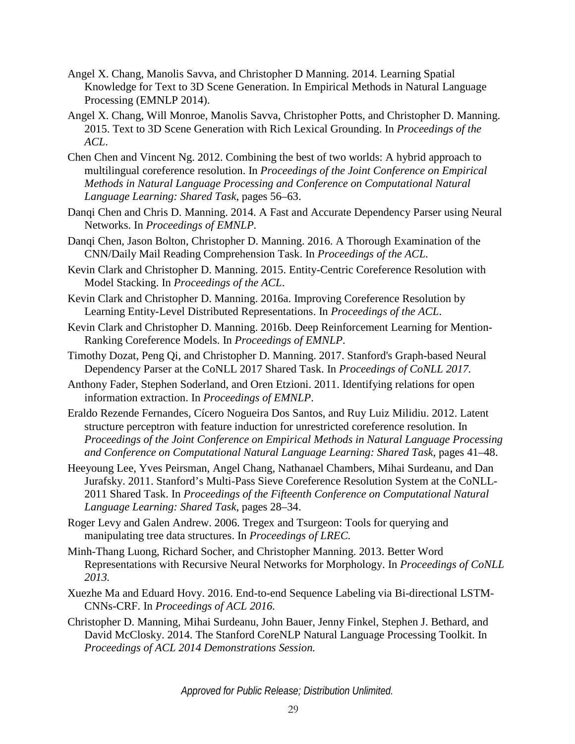Angel X. Chang, Manolis Savva, and Christopher D Manning. 2014. Learning Spatial Knowledge for Text to 3D Scene Generation. In Empirical Methods in Natural Language Processing (EMNLP 2014).

Angel X. Chang, Will Monroe, Manolis Savva, Christopher Potts, and Christopher D. Manning. 2015. Text to 3D Scene Generation with Rich Lexical Grounding. In *Proceedings of the ACL*.

Chen Chen and Vincent Ng. 2012. Combining the best of two worlds: A hybrid approach to multilingual coreference resolution. In *Proceedings of the Joint Conference on Empirical Methods in Natural Language Processing and Conference on Computational Natural Language Learning: Shared Task*, pages 56–63.

Danqi Chen and Chris D. Manning. 2014. A Fast and Accurate Dependency Parser using Neural Networks. In *Proceedings of EMNLP*.

Danqi Chen, Jason Bolton, Christopher D. Manning. 2016. A Thorough Examination of the CNN/Daily Mail Reading Comprehension Task. In *Proceedings of the ACL*.

Kevin Clark and Christopher D. Manning. 2015. Entity-Centric Coreference Resolution with Model Stacking. In *Proceedings of the ACL*.

Kevin Clark and Christopher D. Manning. 2016a. Improving Coreference Resolution by Learning Entity-Level Distributed Representations. In *Proceedings of the ACL*.

Kevin Clark and Christopher D. Manning. 2016b. Deep Reinforcement Learning for Mention-Ranking Coreference Models. In *Proceedings of EMNLP*.

Timothy Dozat, Peng Qi, and Christopher D. Manning. 2017. Stanford's Graph-based Neural Dependency Parser at the CoNLL 2017 Shared Task. In *Proceedings of CoNLL 2017.*

Anthony Fader, Stephen Soderland, and Oren Etzioni. 2011. Identifying relations for open information extraction. In *Proceedings of EMNLP*.

Eraldo Rezende Fernandes, Cícero Nogueira Dos Santos, and Ruy Luiz Milidiu. 2012. Latent structure perceptron with feature induction for unrestricted coreference resolution. In *Proceedings of the Joint Conference on Empirical Methods in Natural Language Processing and Conference on Computational Natural Language Learning: Shared Task*, pages 41–48.

Heeyoung Lee, Yves Peirsman, Angel Chang, Nathanael Chambers, Mihai Surdeanu, and Dan Jurafsky. 2011. Stanford's Multi-Pass Sieve Coreference Resolution System at the CoNLL-2011 Shared Task. In *Proceedings of the Fifteenth Conference on Computational Natural Language Learning: Shared Task*, pages 28–34.

Roger Levy and Galen Andrew. 2006. Tregex and Tsurgeon: Tools for querying and manipulating tree data structures. In *Proceedings of LREC.*

Minh-Thang Luong, Richard Socher, and Christopher Manning. 2013. Better Word Representations with Recursive Neural Networks for Morphology. In *Proceedings of CoNLL 2013.*

Xuezhe Ma and Eduard Hovy. 2016. End-to-end Sequence Labeling via Bi-directional LSTM-CNNs-CRF. In *Proceedings of ACL 2016.*

Christopher D. Manning, Mihai Surdeanu, John Bauer, Jenny Finkel, Stephen J. Bethard, and David McClosky. 2014. The Stanford CoreNLP Natural Language Processing Toolkit. In *Proceedings of ACL 2014 Demonstrations Session.*

*Approved for Public Release; Distribution Unlimited.*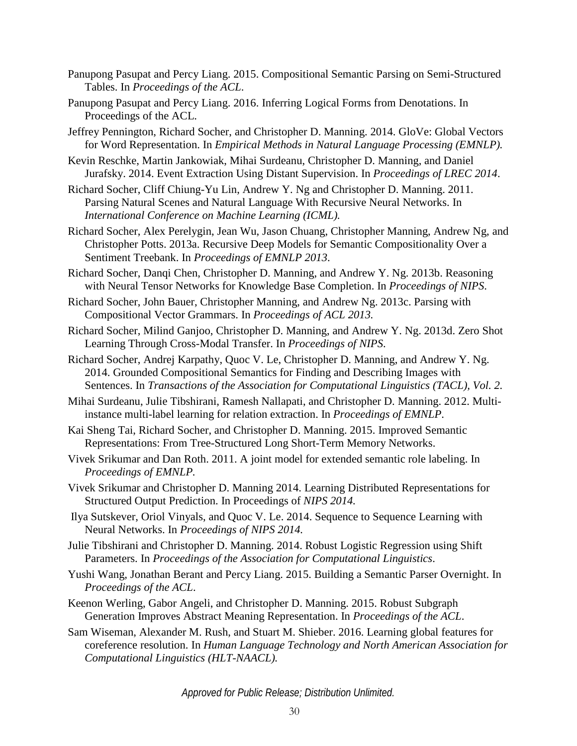Panupong Pasupat and Percy Liang. 2015. Compositional Semantic Parsing on Semi-Structured Tables. In *Proceedings of the ACL*.

Panupong Pasupat and Percy Liang. 2016. Inferring Logical Forms from Denotations. In Proceedings of the ACL.

Jeffrey Pennington, Richard Socher, and Christopher D. Manning. 2014. GloVe: Global Vectors for Word Representation. In *Empirical Methods in Natural Language Processing (EMNLP).*

Kevin Reschke, Martin Jankowiak, Mihai Surdeanu, Christopher D. Manning, and Daniel Jurafsky. 2014. Event Extraction Using Distant Supervision. In *Proceedings of LREC 2014*.

Richard Socher, Cliff Chiung-Yu Lin, Andrew Y. Ng and Christopher D. Manning. 2011. Parsing Natural Scenes and Natural Language With Recursive Neural Networks. In *International Conference on Machine Learning (ICML).*

Richard Socher, Alex Perelygin, Jean Wu, Jason Chuang, Christopher Manning, Andrew Ng, and Christopher Potts. 2013a. Recursive Deep Models for Semantic Compositionality Over a Sentiment Treebank. In *Proceedings of EMNLP 2013*.

Richard Socher, Danqi Chen, Christopher D. Manning, and Andrew Y. Ng. 2013b. Reasoning with Neural Tensor Networks for Knowledge Base Completion. In *Proceedings of NIPS*.

Richard Socher, John Bauer, Christopher Manning, and Andrew Ng. 2013c. Parsing with Compositional Vector Grammars. In *Proceedings of ACL 2013.*

Richard Socher, Milind Ganjoo, Christopher D. Manning, and Andrew Y. Ng. 2013d. Zero Shot Learning Through Cross-Modal Transfer. In *Proceedings of NIPS*.

Richard Socher, Andrej Karpathy, Quoc V. Le, Christopher D. Manning, and Andrew Y. Ng. 2014. Grounded Compositional Semantics for Finding and Describing Images with Sentences. In *Transactions of the Association for Computational Linguistics (TACL), Vol. 2.*

Mihai Surdeanu, Julie Tibshirani, Ramesh Nallapati, and Christopher D. Manning. 2012. Multi-instance multi-label learning for relation extraction. In *Proceedings of EMNLP*.

Kai Sheng Tai, Richard Socher, and Christopher D. Manning. 2015. Improved Semantic Representations: From Tree-Structured Long Short-Term Memory Networks.

Vivek Srikumar and Dan Roth. 2011. A joint model for extended semantic role labeling. In *Proceedings of EMNLP*.

Vivek Srikumar and Christopher D. Manning 2014. Learning Distributed Representations for Structured Output Prediction. In Proceedings of *NIPS 2014.*

Ilya Sutskever, Oriol Vinyals, and Quoc V. Le. 2014. Sequence to Sequence Learning with Neural Networks. In *Proceedings of NIPS 2014.*

Julie Tibshirani and Christopher D. Manning. 2014. Robust Logistic Regression using Shift Parameters. In *Proceedings of the Association for Computational Linguistics*.

Yushi Wang, Jonathan Berant and Percy Liang. 2015. Building a Semantic Parser Overnight. In *Proceedings of the ACL*.

Keenon Werling, Gabor Angeli, and Christopher D. Manning. 2015. Robust Subgraph Generation Improves Abstract Meaning Representation. In *Proceedings of the ACL*.

Sam Wiseman, Alexander M. Rush, and Stuart M. Shieber. 2016. Learning global features for coreference resolution. In *Human Language Technology and North American Association for Computational Linguistics (HLT-NAACL).*

*Approved for Public Release; Distribution Unlimited.*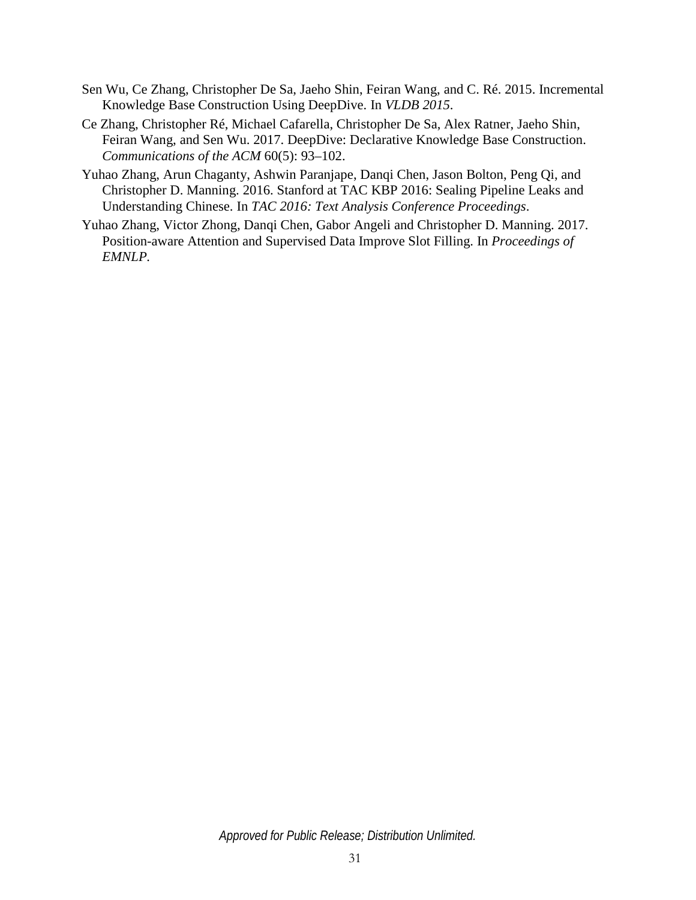Sen Wu, Ce Zhang, Christopher De Sa, Jaeho Shin, Feiran Wang, and C. Ré. 2015. Incremental Knowledge Base Construction Using DeepDive. In *VLDB 2015*.

Ce Zhang, Christopher Ré, Michael Cafarella, Christopher De Sa, Alex Ratner, Jaeho Shin, Feiran Wang, and Sen Wu. 2017. DeepDive: Declarative Knowledge Base Construction. *Communications of the ACM* 60(5): 93–102.

Yuhao Zhang, Arun Chaganty, Ashwin Paranjape, Danqi Chen, Jason Bolton, Peng Qi, and Christopher D. Manning. 2016. Stanford at TAC KBP 2016: Sealing Pipeline Leaks and Understanding Chinese. In *TAC 2016: Text Analysis Conference Proceedings*.

Yuhao Zhang, Victor Zhong, Danqi Chen, Gabor Angeli and Christopher D. Manning. 2017. Position-aware Attention and Supervised Data Improve Slot Filling. In *Proceedings of EMNLP*.

*Approved for Public Release; Distribution Unlimited.*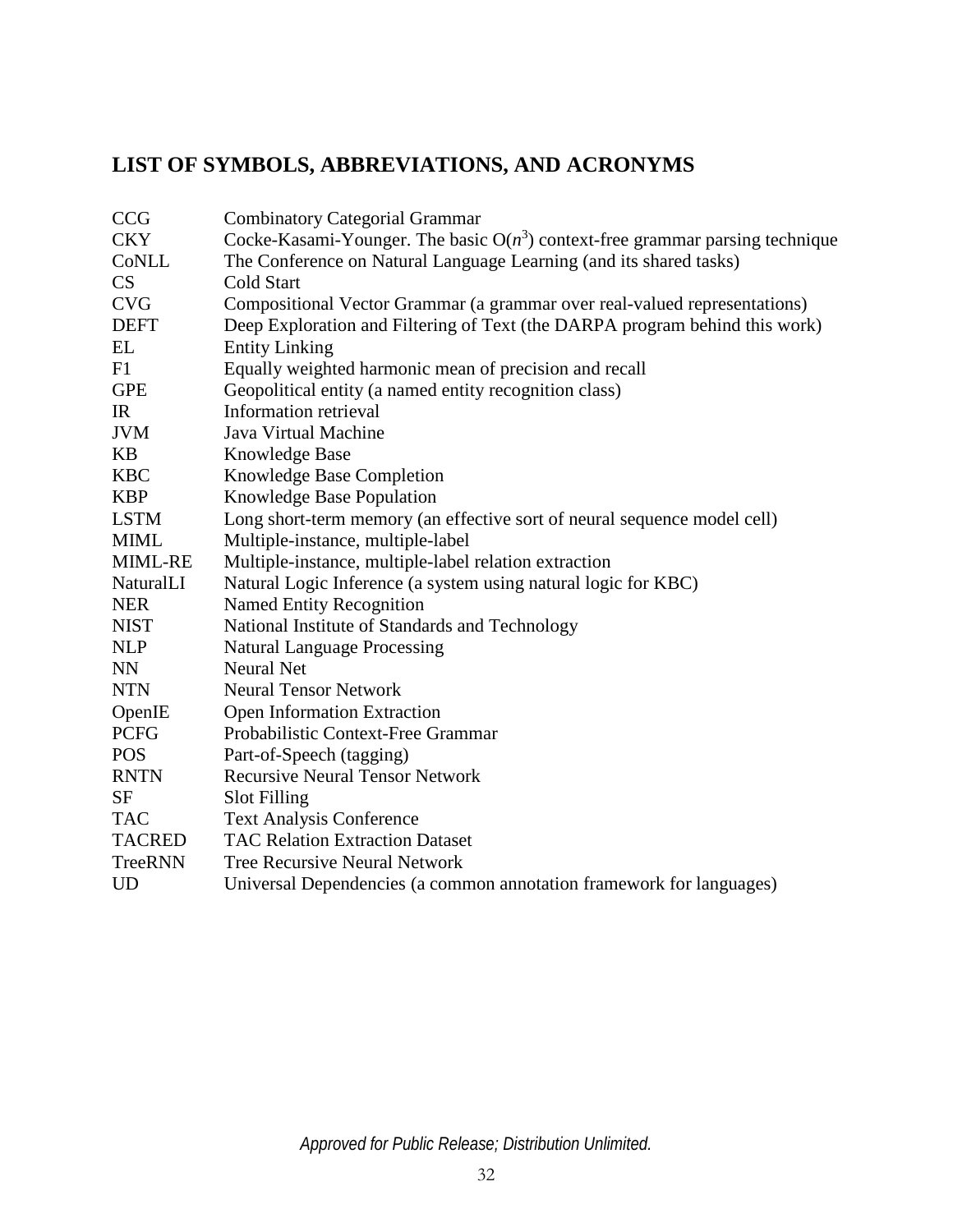## LIST OF SYMBOLS, ABBREVIATIONS, AND ACRONYMS

| | |
|---|---|
| CCG | Combinatory Categorial Grammar |
| CKY | Cocke-Kasami-Younger. The basic $O(n^3)$ context-free grammar parsing technique |
| CoNLL | The Conference on Natural Language Learning (and its shared tasks) |
| CS | Cold Start |
| CVG | Compositional Vector Grammar (a grammar over real-valued representations) |
| DEFT | Deep Exploration and Filtering of Text (the DARPA program behind this work) |
| EL | Entity Linking |
| F1 | Equally weighted harmonic mean of precision and recall |
| GPE | Geopolitical entity (a named entity recognition class) |
| IR | Information retrieval |
| JVM | Java Virtual Machine |
| KB | Knowledge Base |
| KBC | Knowledge Base Completion |
| KBP | Knowledge Base Population |
| LSTM | Long short-term memory (an effective sort of neural sequence model cell) |
| MIML | Multiple-instance, multiple-label |
| MIML-RE | Multiple-instance, multiple-label relation extraction |
| NaturalLI | Natural Logic Inference (a system using natural logic for KBC) |
| NER | Named Entity Recognition |
| NIST | National Institute of Standards and Technology |
| NLP | Natural Language Processing |
| NN | Neural Net |
| NTN | Neural Tensor Network |
| OpenIE | Open Information Extraction |
| PCFG | Probabilistic Context-Free Grammar |
| POS | Part-of-Speech (tagging) |
| RNTN | Recursive Neural Tensor Network |
| SF | Slot Filling |
| TAC | Text Analysis Conference |
| TACRED | TAC Relation Extraction Dataset |
| TreeRNN | Tree Recursive Neural Network |
| UD | Universal Dependencies (a common annotation framework for languages) |

*Approved for Public Release; Distribution Unlimited.*